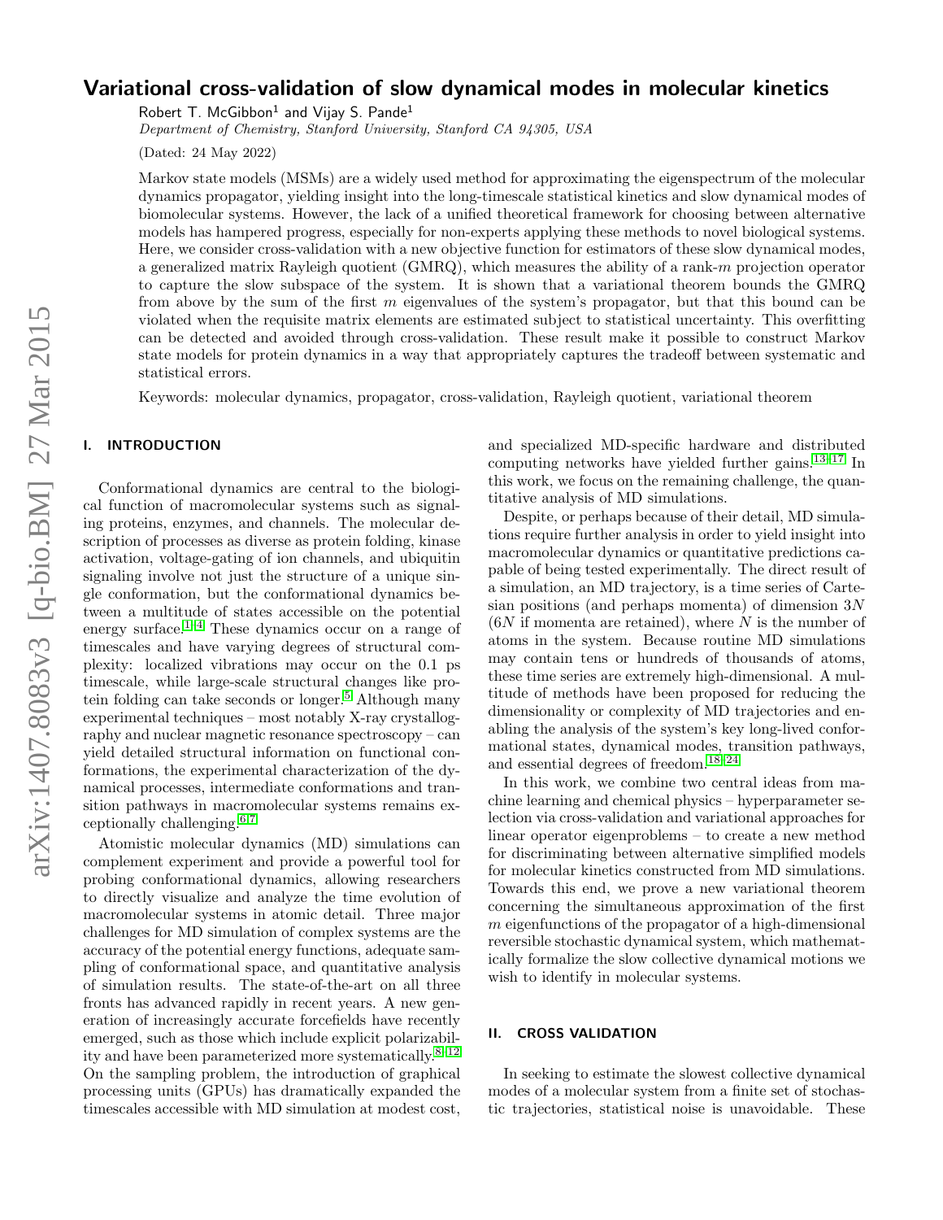# Variational cross-validation of slow dynamical modes in molecular kinetics

Robert T. McGibbon[1] and Vijay S. Pande[1]

*Department of Chemistry, Stanford University, Stanford CA 94305, USA*

(Dated: 24 May 2022)

Markov state models (MSMs) are a widely used method for approximating the eigenspectrum of the molecular dynamics propagator, yielding insight into the long-timescale statistical kinetics and slow dynamical modes of biomolecular systems. However, the lack of a unified theoretical framework for choosing between alternative models has hampered progress, especially for non-experts applying these methods to novel biological systems. Here, we consider cross-validation with a new objective function for estimators of these slow dynamical modes, a generalized matrix Rayleigh quotient (GMRQ), which measures the ability of a rank-$m$ projection operator to capture the slow subspace of the system. It is shown that a variational theorem bounds the GMRQ from above by the sum of the first $m$ eigenvalues of the system's propagator, but that this bound can be violated when the requisite matrix elements are estimated subject to statistical uncertainty. This overfitting can be detected and avoided through cross-validation. These result make it possible to construct Markov state models for protein dynamics in a way that appropriately captures the tradeoff between systematic and statistical errors.

Keywords: molecular dynamics, propagator, cross-validation, Rayleigh quotient, variational theorem

## I. INTRODUCTION

Conformational dynamics are central to the biological function of macromolecular systems such as signaling proteins, enzymes, and channels. The molecular description of processes as diverse as protein folding, kinase activation, voltage-gating of ion channels, and ubiquitin signaling involve not just the structure of a unique single conformation, but the conformational dynamics between a multitude of states accessible on the potential energy surface.[1–4] These dynamics occur on a range of timescales and have varying degrees of structural complexity: localized vibrations may occur on the 0.1 ps timescale, while large-scale structural changes like protein folding can take seconds or longer.[5] Although many experimental techniques – most notably X-ray crystallography and nuclear magnetic resonance spectroscopy – can yield detailed structural information on functional conformations, the experimental characterization of the dynamical processes, intermediate conformations and transition pathways in macromolecular systems remains exceptionally challenging.[6,7]

Atomistic molecular dynamics (MD) simulations can complement experiment and provide a powerful tool for probing conformational dynamics, allowing researchers to directly visualize and analyze the time evolution of macromolecular systems in atomic detail. Three major challenges for MD simulation of complex systems are the accuracy of the potential energy functions, adequate sampling of conformational space, and quantitative analysis of simulation results. The state-of-the-art on all three fronts has advanced rapidly in recent years. A new generation of increasingly accurate forcefields have recently emerged, such as those which include explicit polarizability and have been parameterized more systematically.[8–12] On the sampling problem, the introduction of graphical processing units (GPUs) has dramatically expanded the timescales accessible with MD simulation at modest cost, and specialized MD-specific hardware and distributed computing networks have yielded further gains.[13–17] In this work, we focus on the remaining challenge, the quantitative analysis of MD simulations.

Despite, or perhaps because of their detail, MD simulations require further analysis in order to yield insight into macromolecular dynamics or quantitative predictions capable of being tested experimentally. The direct result of a simulation, an MD trajectory, is a time series of Cartesian positions (and perhaps momenta) of dimension $3N$ ($6N$ if momenta are retained), where $N$ is the number of atoms in the system. Because routine MD simulations may contain tens or hundreds of thousands of atoms, these time series are extremely high-dimensional. A multitude of methods have been proposed for reducing the dimensionality or complexity of MD trajectories and enabling the analysis of the system's key long-lived conformational states, dynamical modes, transition pathways, and essential degrees of freedom.[18–24]

In this work, we combine two central ideas from machine learning and chemical physics – hyperparameter selection via cross-validation and variational approaches for linear operator eigenproblems – to create a new method for discriminating between alternative simplified models for molecular kinetics constructed from MD simulations. Towards this end, we prove a new variational theorem concerning the simultaneous approximation of the first $m$ eigenfunctions of the propagator of a high-dimensional reversible stochastic dynamical system, which mathematically formalize the slow collective dynamical motions we wish to identify in molecular systems.

## II. CROSS VALIDATION

In seeking to estimate the slowest collective dynamical modes of a molecular system from a finite set of stochastic trajectories, statistical noise is unavoidable. These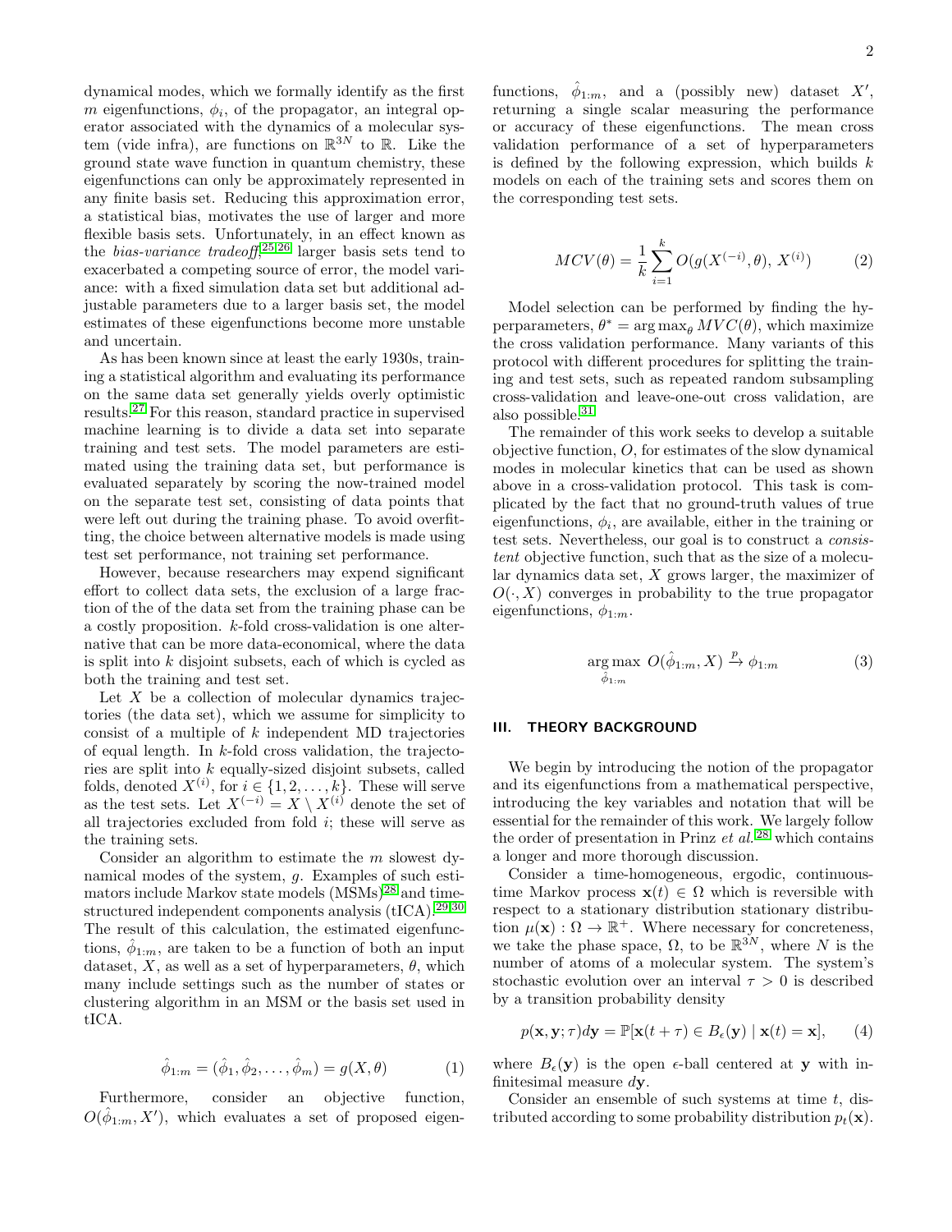dynamical modes, which we formally identify as the first $m$ eigenfunctions, $\phi_i$, of the propagator, an integral operator associated with the dynamics of a molecular system (vide infra), are functions on $\mathbb{R}^{3N}$ to $\mathbb{R}$. Like the ground state wave function in quantum chemistry, these eigenfunctions can only be approximately represented in any finite basis set. Reducing this approximation error, a statistical bias, motivates the use of larger and more flexible basis sets. Unfortunately, in an effect known as the *bias-variance tradeoff*,[25,26] larger basis sets tend to exacerbated a competing source of error, the model variance: with a fixed simulation data set but additional adjustable parameters due to a larger basis set, the model estimates of these eigenfunctions become more unstable and uncertain.

As has been known since at least the early 1930s, training a statistical algorithm and evaluating its performance on the same data set generally yields overly optimistic results.[27] For this reason, standard practice in supervised machine learning is to divide a data set into separate training and test sets. The model parameters are estimated using the training data set, but performance is evaluated separately by scoring the now-trained model on the separate test set, consisting of data points that were left out during the training phase. To avoid overfitting, the choice between alternative models is made using test set performance, not training set performance.

However, because researchers may expend significant effort to collect data sets, the exclusion of a large fraction of the of the data set from the training phase can be a costly proposition. $k$-fold cross-validation is one alternative that can be more data-economical, where the data is split into $k$ disjoint subsets, each of which is cycled as both the training and test set.

Let $X$ be a collection of molecular dynamics trajectories (the data set), which we assume for simplicity to consist of a multiple of $k$ independent MD trajectories of equal length. In $k$-fold cross validation, the trajectories are split into $k$ equally-sized disjoint subsets, called folds, denoted $X^{(i)}$, for $i \in \{1, 2, \ldots, k\}$. These will serve as the test sets. Let $X^{(-i)} = X \setminus X^{(i)}$ denote the set of all trajectories excluded from fold $i$; these will serve as the training sets.

Consider an algorithm to estimate the $m$ slowest dynamical modes of the system, $g$. Examples of such estimators include Markov state models (MSMs)[28] and time-structured independent components analysis (tICA).[29,30] The result of this calculation, the estimated eigenfunctions, $\hat{\phi}_{1:m}$, are taken to be a function of both an input dataset, $X$, as well as a set of hyperparameters, $\theta$, which many include settings such as the number of states or clustering algorithm in an MSM or the basis set used in tICA.

$$\hat{\phi}_{1:m} = (\hat{\phi}_1, \hat{\phi}_2, \ldots, \hat{\phi}_m) = g(X, \theta) \tag{1}$$

Furthermore, consider an objective function, $O(\hat{\phi}_{1:m}, X')$, which evaluates a set of proposed eigenfunctions, $\hat{\phi}_{1:m}$, and a (possibly new) dataset $X'$, returning a single scalar measuring the performance or accuracy of these eigenfunctions. The mean cross validation performance of a set of hyperparameters is defined by the following expression, which builds $k$ models on each of the training sets and scores them on the corresponding test sets.

$$MCV(\theta) = \frac{1}{k} \sum_{i=1}^{k} O(g(X^{(-i)}, \theta),\, X^{(i)}) \tag{2}$$

Model selection can be performed by finding the hyperparameters, $\theta^* = \arg\max_\theta MVC(\theta)$, which maximize the cross validation performance. Many variants of this protocol with different procedures for splitting the training and test sets, such as repeated random subsampling cross-validation and leave-one-out cross validation, are also possible.[31]

The remainder of this work seeks to develop a suitable objective function, $O$, for estimates of the slow dynamical modes in molecular kinetics that can be used as shown above in a cross-validation protocol. This task is complicated by the fact that no ground-truth values of true eigenfunctions, $\phi_i$, are available, either in the training or test sets. Nevertheless, our goal is to construct a *consistent* objective function, such that as the size of a molecular dynamics data set, $X$ grows larger, the maximizer of $O(\cdot, X)$ converges in probability to the true propagator eigenfunctions, $\phi_{1:m}$.

$$\underset{\hat{\phi}_{1:m}}{\arg\max}\ O(\hat{\phi}_{1:m}, X) \xrightarrow{p} \phi_{1:m} \tag{3}$$

## III. THEORY BACKGROUND

We begin by introducing the notion of the propagator and its eigenfunctions from a mathematical perspective, introducing the key variables and notation that will be essential for the remainder of this work. We largely follow the order of presentation in Prinz *et al.*[28] which contains a longer and more thorough discussion.

Consider a time-homogeneous, ergodic, continuous-time Markov process $\mathbf{x}(t) \in \Omega$ which is reversible with respect to a stationary distribution stationary distribution $\mu(\mathbf{x}) : \Omega \to \mathbb{R}^+$. Where necessary for concreteness, we take the phase space, $\Omega$, to be $\mathbb{R}^{3N}$, where $N$ is the number of atoms of a molecular system. The system's stochastic evolution over an interval $\tau > 0$ is described by a transition probability density

$$p(\mathbf{x}, \mathbf{y}; \tau) d\mathbf{y} = \mathbb{P}[\mathbf{x}(t + \tau) \in B_\epsilon(\mathbf{y}) \mid \mathbf{x}(t) = \mathbf{x}], \tag{4}$$

where $B_\epsilon(\mathbf{y})$ is the open $\epsilon$-ball centered at $\mathbf{y}$ with infinitesimal measure $d\mathbf{y}$.

Consider an ensemble of such systems at time $t$, distributed according to some probability distribution $p_t(\mathbf{x})$.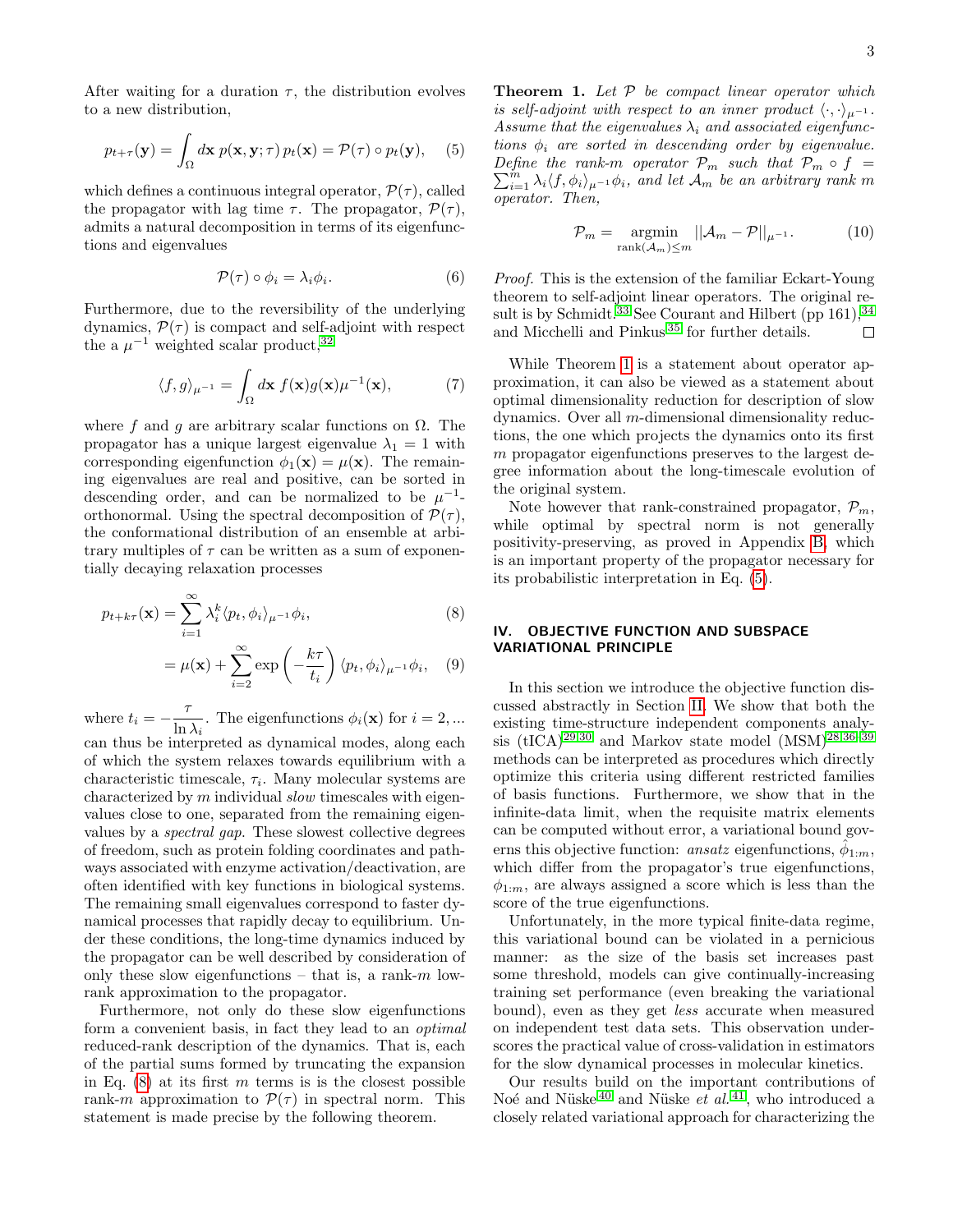After waiting for a duration $\tau$, the distribution evolves to a new distribution,

$$p_{t+\tau}(\mathbf{y}) = \int_{\Omega} d\mathbf{x}\, p(\mathbf{x}, \mathbf{y}; \tau)\, p_t(\mathbf{x}) = \mathcal{P}(\tau) \circ p_t(\mathbf{y}), \quad (5)$$

which defines a continuous integral operator, $\mathcal{P}(\tau)$, called the propagator with lag time $\tau$. The propagator, $\mathcal{P}(\tau)$, admits a natural decomposition in terms of its eigenfunctions and eigenvalues

$$\mathcal{P}(\tau) \circ \phi_i = \lambda_i \phi_i. \quad (6)$$

Furthermore, due to the reversibility of the underlying dynamics, $\mathcal{P}(\tau)$ is compact and self-adjoint with respect the a $\mu^{-1}$ weighted scalar product,[32]

$$\langle f, g \rangle_{\mu^{-1}} = \int_{\Omega} d\mathbf{x}\, f(\mathbf{x}) g(\mathbf{x}) \mu^{-1}(\mathbf{x}), \quad (7)$$

where $f$ and $g$ are arbitrary scalar functions on $\Omega$. The propagator has a unique largest eigenvalue $\lambda_1 = 1$ with corresponding eigenfunction $\phi_1(\mathbf{x}) = \mu(\mathbf{x})$. The remaining eigenvalues are real and positive, can be sorted in descending order, and can be normalized to be $\mu^{-1}$-orthonormal. Using the spectral decomposition of $\mathcal{P}(\tau)$, the conformational distribution of an ensemble at arbitrary multiples of $\tau$ can be written as a sum of exponentially decaying relaxation processes

$$p_{t+k\tau}(\mathbf{x}) = \sum_{i=1}^{\infty} \lambda_i^k \langle p_t, \phi_i \rangle_{\mu^{-1}} \phi_i, \quad (8)$$

$$= \mu(\mathbf{x}) + \sum_{i=2}^{\infty} \exp\left(-\frac{k\tau}{t_i}\right) \langle p_t, \phi_i \rangle_{\mu^{-1}} \phi_i, \quad (9)$$

where $t_i = -\dfrac{\tau}{\ln \lambda_i}$. The eigenfunctions $\phi_i(\mathbf{x})$ for $i = 2, ...$ can thus be interpreted as dynamical modes, along each of which the system relaxes towards equilibrium with a characteristic timescale, $\tau_i$. Many molecular systems are characterized by $m$ individual *slow* timescales with eigenvalues close to one, separated from the remaining eigenvalues by a *spectral gap*. These slowest collective degrees of freedom, such as protein folding coordinates and pathways associated with enzyme activation/deactivation, are often identified with key functions in biological systems. The remaining small eigenvalues correspond to faster dynamical processes that rapidly decay to equilibrium. Under these conditions, the long-time dynamics induced by the propagator can be well described by consideration of only these slow eigenfunctions – that is, a rank-$m$ low-rank approximation to the propagator.

Furthermore, not only do these slow eigenfunctions form a convenient basis, in fact they lead to an *optimal* reduced-rank description of the dynamics. That is, each of the partial sums formed by truncating the expansion in Eq. (8) at its first $m$ terms is is the closest possible rank-$m$ approximation to $\mathcal{P}(\tau)$ in spectral norm. This statement is made precise by the following theorem.

**Theorem 1.** *Let $\mathcal{P}$ be compact linear operator which is self-adjoint with respect to an inner product $\langle \cdot, \cdot \rangle_{\mu^{-1}}$. Assume that the eigenvalues $\lambda_i$ and associated eigenfunctions $\phi_i$ are sorted in descending order by eigenvalue. Define the rank-$m$ operator $\mathcal{P}_m$ such that $\mathcal{P}_m \circ f = \sum_{i=1}^{m} \lambda_i \langle f, \phi_i \rangle_{\mu^{-1}} \phi_i$, and let $\mathcal{A}_m$ be an arbitrary rank $m$ operator. Then,*

$$\mathcal{P}_m = \underset{\operatorname{rank}(\mathcal{A}_m) \leq m}{\operatorname{argmin}} ||\mathcal{A}_m - \mathcal{P}||_{\mu^{-1}}. \quad (10)$$

*Proof.* This is the extension of the familiar Eckart-Young theorem to self-adjoint linear operators. The original result is by Schmidt.[33] See Courant and Hilbert (pp 161),[34] and Micchelli and Pinkus[35] for further details. □

While Theorem 1 is a statement about operator approximation, it can also be viewed as a statement about optimal dimensionality reduction for description of slow dynamics. Over all $m$-dimensional dimensionality reductions, the one which projects the dynamics onto its first $m$ propagator eigenfunctions preserves to the largest degree information about the long-timescale evolution of the original system.

Note however that rank-constrained propagator, $\mathcal{P}_m$, while optimal by spectral norm is not generally positivity-preserving, as proved in Appendix B, which is an important property of the propagator necessary for its probabilistic interpretation in Eq. (5).

## IV. OBJECTIVE FUNCTION AND SUBSPACE VARIATIONAL PRINCIPLE

In this section we introduce the objective function discussed abstractly in Section II. We show that both the existing time-structure independent components analysis (tICA)[29,30] and Markov state model (MSM)[28,36–39] methods can be interpreted as procedures which directly optimize this criteria using different restricted families of basis functions. Furthermore, we show that in the infinite-data limit, when the requisite matrix elements can be computed without error, a variational bound governs this objective function: *ansatz* eigenfunctions, $\hat{\phi}_{1:m}$, which differ from the propagator's true eigenfunctions, $\phi_{1:m}$, are always assigned a score which is less than the score of the true eigenfunctions.

Unfortunately, in the more typical finite-data regime, this variational bound can be violated in a pernicious manner: as the size of the basis set increases past some threshold, models can give continually-increasing training set performance (even breaking the variational bound), even as they get *less* accurate when measured on independent test data sets. This observation underscores the practical value of cross-validation in estimators for the slow dynamical processes in molecular kinetics.

Our results build on the important contributions of Noé and Nüske[40] and Nüske *et al.*[41], who introduced a closely related variational approach for characterizing the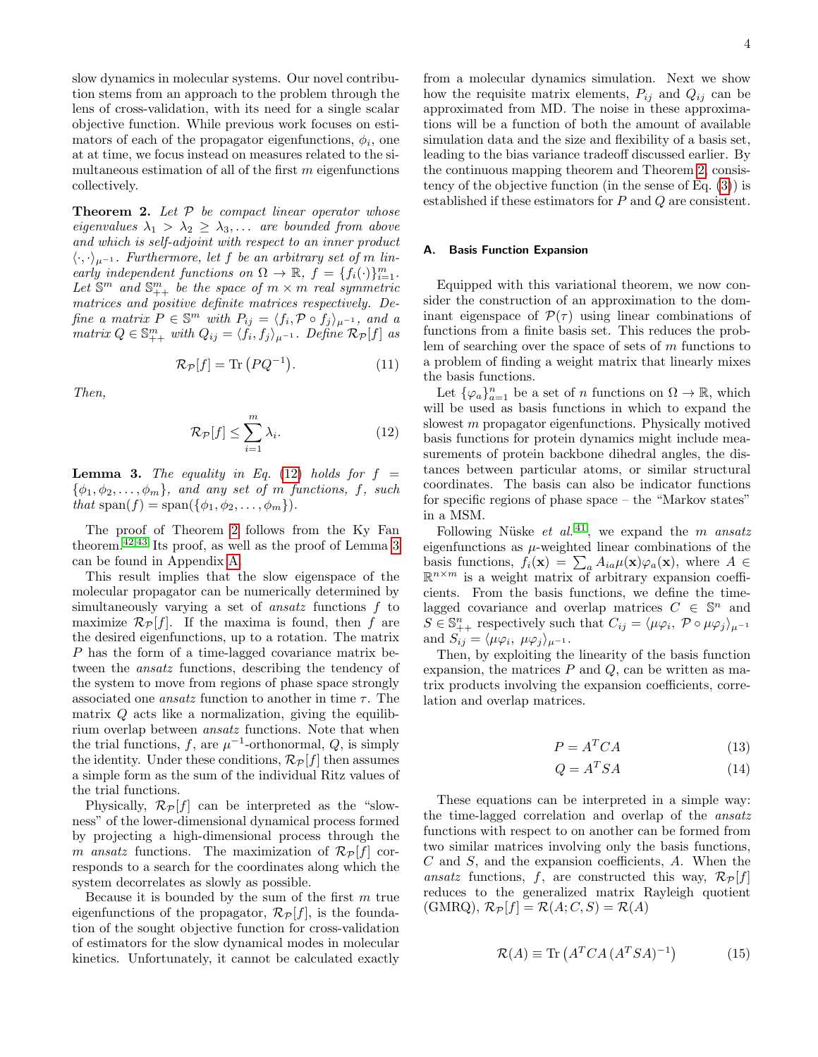slow dynamics in molecular systems. Our novel contribution stems from an approach to the problem through the lens of cross-validation, with its need for a single scalar objective function. While previous work focuses on estimators of each of the propagator eigenfunctions, $\phi_i$, one at at time, we focus instead on measures related to the simultaneous estimation of all of the first $m$ eigenfunctions collectively.

**Theorem 2.** *Let $\mathcal{P}$ be compact linear operator whose eigenvalues $\lambda_1 > \lambda_2 \geq \lambda_3, \ldots$ are bounded from above and which is self-adjoint with respect to an inner product $\langle \cdot, \cdot \rangle_{\mu^{-1}}$. Furthermore, let $f$ be an arbitrary set of $m$ linearly independent functions on $\Omega \to \mathbb{R}$, $f = \{f_i(\cdot)\}_{i=1}^m$. Let $\mathbb{S}^m$ and $\mathbb{S}^m_{++}$ be the space of $m \times m$ real symmetric matrices and positive definite matrices respectively. Define a matrix $P \in \mathbb{S}^m$ with $P_{ij} = \langle f_i, \mathcal{P} \circ f_j \rangle_{\mu^{-1}}$, and a matrix $Q \in \mathbb{S}^m_{++}$ with $Q_{ij} = \langle f_i, f_j \rangle_{\mu^{-1}}$. Define $\mathcal{R}_\mathcal{P}[f]$ as*

$$\mathcal{R}_\mathcal{P}[f] = \mathrm{Tr}\left(PQ^{-1}\right). \tag{11}$$

*Then,*

$$\mathcal{R}_\mathcal{P}[f] \leq \sum_{i=1}^m \lambda_i. \tag{12}$$

**Lemma 3.** *The equality in Eq. (12) holds for $f = \{\phi_1, \phi_2, \ldots, \phi_m\}$, and any set of $m$ functions, $f$, such that $\mathrm{span}(f) = \mathrm{span}(\{\phi_1, \phi_2, \ldots, \phi_m\})$.*

The proof of Theorem 2 follows from the Ky Fan theorem.[42,43] Its proof, as well as the proof of Lemma 3 can be found in Appendix A.

This result implies that the slow eigenspace of the molecular propagator can be numerically determined by simultaneously varying a set of *ansatz* functions $f$ to maximize $\mathcal{R}_\mathcal{P}[f]$. If the maxima is found, then $f$ are the desired eigenfunctions, up to a rotation. The matrix $P$ has the form of a time-lagged covariance matrix between the *ansatz* functions, describing the tendency of the system to move from regions of phase space strongly associated one *ansatz* function to another in time $\tau$. The matrix $Q$ acts like a normalization, giving the equilibrium overlap between *ansatz* functions. Note that when the trial functions, $f$, are $\mu^{-1}$-orthonormal, $Q$, is simply the identity. Under these conditions, $\mathcal{R}_\mathcal{P}[f]$ then assumes a simple form as the sum of the individual Ritz values of the trial functions.

Physically, $\mathcal{R}_\mathcal{P}[f]$ can be interpreted as the "slowness" of the lower-dimensional dynamical process formed by projecting a high-dimensional process through the $m$ *ansatz* functions. The maximization of $\mathcal{R}_\mathcal{P}[f]$ corresponds to a search for the coordinates along which the system decorrelates as slowly as possible.

Because it is bounded by the sum of the first $m$ true eigenfunctions of the propagator, $\mathcal{R}_\mathcal{P}[f]$, is the foundation of the sought objective function for cross-validation of estimators for the slow dynamical modes in molecular kinetics. Unfortunately, it cannot be calculated exactly from a molecular dynamics simulation. Next we show how the requisite matrix elements, $P_{ij}$ and $Q_{ij}$ can be approximated from MD. The noise in these approximations will be a function of both the amount of available simulation data and the size and flexibility of a basis set, leading to the bias variance tradeoff discussed earlier. By the continuous mapping theorem and Theorem 2, consistency of the objective function (in the sense of Eq. (3)) is established if these estimators for $P$ and $Q$ are consistent.

### A. Basis Function Expansion

Equipped with this variational theorem, we now consider the construction of an approximation to the dominant eigenspace of $\mathcal{P}(\tau)$ using linear combinations of functions from a finite basis set. This reduces the problem of searching over the space of sets of $m$ functions to a problem of finding a weight matrix that linearly mixes the basis functions.

Let $\{\varphi_a\}_{a=1}^n$ be a set of $n$ functions on $\Omega \to \mathbb{R}$, which will be used as basis functions in which to expand the slowest $m$ propagator eigenfunctions. Physically motived basis functions for protein dynamics might include measurements of protein backbone dihedral angles, the distances between particular atoms, or similar structural coordinates. The basis can also be indicator functions for specific regions of phase space – the "Markov states" in a MSM.

Following Nüske *et al.*[41], we expand the $m$ *ansatz* eigenfunctions as $\mu$-weighted linear combinations of the basis functions, $f_i(\mathbf{x}) = \sum_a A_{ia}\mu(\mathbf{x})\varphi_a(\mathbf{x})$, where $A \in \mathbb{R}^{n \times m}$ is a weight matrix of arbitrary expansion coefficients. From the basis functions, we define the time-lagged covariance and overlap matrices $C \in \mathbb{S}^n$ and $S \in \mathbb{S}^n_{++}$ respectively such that $C_{ij} = \langle \mu\varphi_i, \mathcal{P} \circ \mu\varphi_j \rangle_{\mu^{-1}}$ and $S_{ij} = \langle \mu\varphi_i, \mu\varphi_j \rangle_{\mu^{-1}}$.

Then, by exploiting the linearity of the basis function expansion, the matrices $P$ and $Q$, can be written as matrix products involving the expansion coefficients, correlation and overlap matrices.

$$P = A^T C A \tag{13}$$

$$Q = A^T S A \tag{14}$$

These equations can be interpreted in a simple way: the time-lagged correlation and overlap of the *ansatz* functions with respect to on another can be formed from two similar matrices involving only the basis functions, $C$ and $S$, and the expansion coefficients, $A$. When the *ansatz* functions, $f$, are constructed this way, $\mathcal{R}_\mathcal{P}[f]$ reduces to the generalized matrix Rayleigh quotient (GMRQ), $\mathcal{R}_\mathcal{P}[f] = \mathcal{R}(A; C, S) = \mathcal{R}(A)$

$$\mathcal{R}(A) \equiv \mathrm{Tr}\left(A^T C A \, (A^T S A)^{-1}\right) \tag{15}$$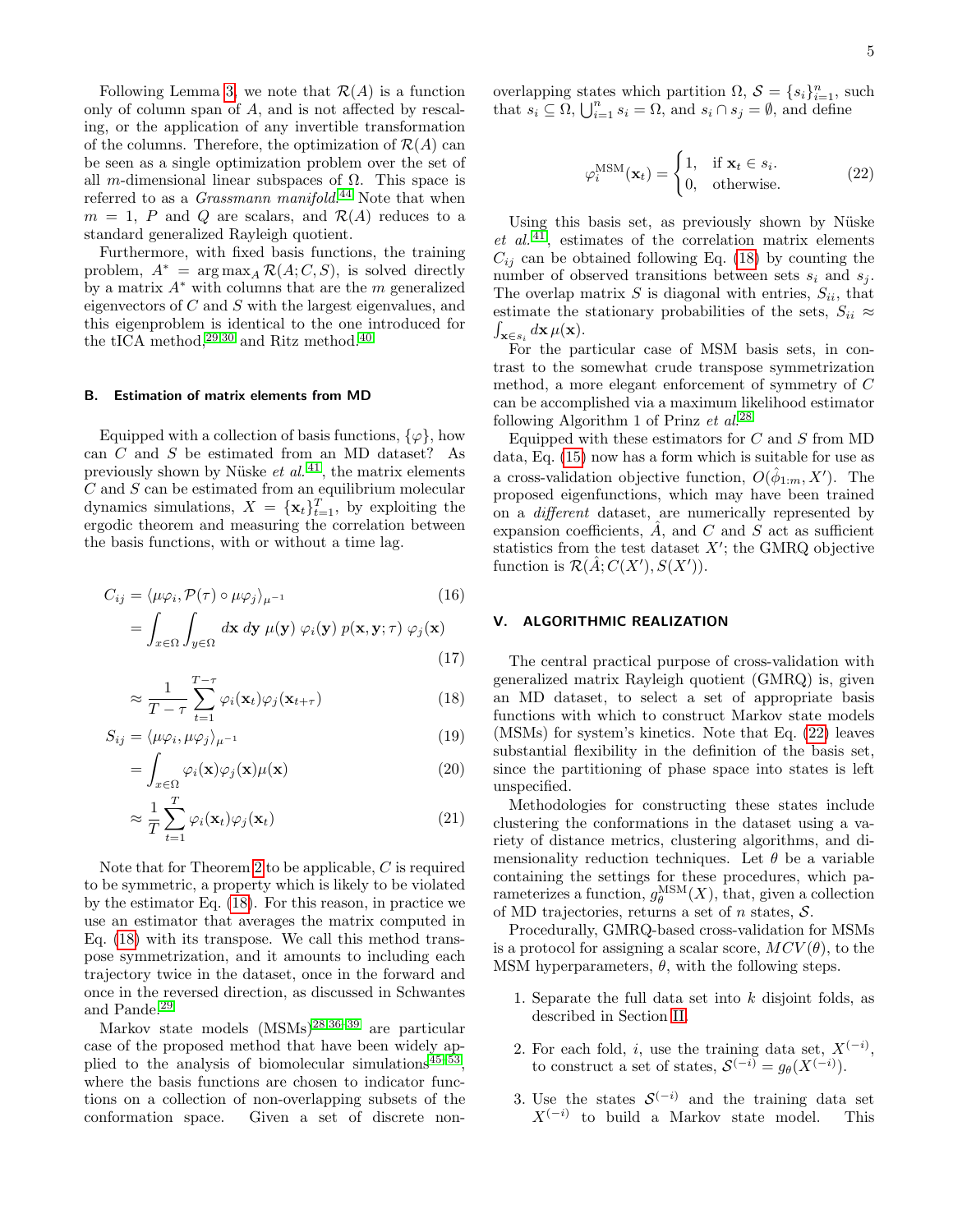Following Lemma 3, we note that $\mathcal{R}(A)$ is a function only of column span of $A$, and is not affected by rescaling, or the application of any invertible transformation of the columns. Therefore, the optimization of $\mathcal{R}(A)$ can be seen as a single optimization problem over the set of all $m$-dimensional linear subspaces of $\Omega$. This space is referred to as a *Grassmann manifold*.[44] Note that when $m = 1$, $P$ and $Q$ are scalars, and $\mathcal{R}(A)$ reduces to a standard generalized Rayleigh quotient.

Furthermore, with fixed basis functions, the training problem, $A^* = \arg\max_A \mathcal{R}(A; C, S)$, is solved directly by a matrix $A^*$ with columns that are the $m$ generalized eigenvectors of $C$ and $S$ with the largest eigenvalues, and this eigenproblem is identical to the one introduced for the tICA method,[29,30] and Ritz method.[40]

### B. Estimation of matrix elements from MD

Equipped with a collection of basis functions, $\{\varphi\}$, how can $C$ and $S$ be estimated from an MD dataset? As previously shown by Nüske *et al.*[41], the matrix elements $C$ and $S$ can be estimated from an equilibrium molecular dynamics simulations, $X = \{\mathbf{x}_t\}_{t=1}^{T}$, by exploiting the ergodic theorem and measuring the correlation between the basis functions, with or without a time lag.

$$C_{ij} = \langle \mu\varphi_i, \mathcal{P}(\tau) \circ \mu\varphi_j \rangle_{\mu^{-1}} \tag{16}$$

$$= \int_{x\in\Omega}\int_{y\in\Omega} d\mathbf{x}\, d\mathbf{y}\; \mu(\mathbf{y})\; \varphi_i(\mathbf{y})\; p(\mathbf{x},\mathbf{y};\tau)\; \varphi_j(\mathbf{x}) \tag{17}$$

$$\approx \frac{1}{T-\tau}\sum_{t=1}^{T-\tau} \varphi_i(\mathbf{x}_t)\varphi_j(\mathbf{x}_{t+\tau}) \tag{18}$$

$$S_{ij} = \langle \mu\varphi_i, \mu\varphi_j \rangle_{\mu^{-1}} \tag{19}$$

$$= \int_{x\in\Omega} \varphi_i(\mathbf{x})\varphi_j(\mathbf{x})\mu(\mathbf{x}) \tag{20}$$

$$\approx \frac{1}{T}\sum_{t=1}^{T} \varphi_i(\mathbf{x}_t)\varphi_j(\mathbf{x}_t) \tag{21}$$

Note that for Theorem 2 to be applicable, $C$ is required to be symmetric, a property which is likely to be violated by the estimator Eq. (18). For this reason, in practice we use an estimator that averages the matrix computed in Eq. (18) with its transpose. We call this method transpose symmetrization, and it amounts to including each trajectory twice in the dataset, once in the forward and once in the reversed direction, as discussed in Schwantes and Pande.[29]

Markov state models (MSMs)[28,36–39] are particular case of the proposed method that have been widely applied to the analysis of biomolecular simulations[45–53], where the basis functions are chosen to indicator functions on a collection of non-overlapping subsets of the conformation space. Given a set of discrete non-overlapping states which partition $\Omega$, $\mathcal{S} = \{s_i\}_{i=1}^{n}$, such that $s_i \subseteq \Omega$, $\bigcup_{i=1}^{n} s_i = \Omega$, and $s_i \cap s_j = \emptyset$, and define

$$\varphi_i^{\text{MSM}}(\mathbf{x}_t) = \begin{cases} 1, & \text{if } \mathbf{x}_t \in s_i. \\ 0, & \text{otherwise.} \end{cases} \tag{22}$$

Using this basis set, as previously shown by Nüske *et al.*[41], estimates of the correlation matrix elements $C_{ij}$ can be obtained following Eq. (18) by counting the number of observed transitions between sets $s_i$ and $s_j$. The overlap matrix $S$ is diagonal with entries, $S_{ii}$, that estimate the stationary probabilities of the sets, $S_{ii} \approx \int_{\mathbf{x}\in s_i} d\mathbf{x}\,\mu(\mathbf{x})$.

For the particular case of MSM basis sets, in contrast to the somewhat crude transpose symmetrization method, a more elegant enforcement of symmetry of $C$ can be accomplished via a maximum likelihood estimator following Algorithm 1 of Prinz *et al.*[28]

Equipped with these estimators for $C$ and $S$ from MD data, Eq. (15) now has a form which is suitable for use as a cross-validation objective function, $O(\hat{\phi}_{1:m}, X')$. The proposed eigenfunctions, which may have been trained on a *different* dataset, are numerically represented by expansion coefficients, $\hat{A}$, and $C$ and $S$ act as sufficient statistics from the test dataset $X'$; the GMRQ objective function is $\mathcal{R}(\hat{A}; C(X'), S(X'))$.

## V. ALGORITHMIC REALIZATION

The central practical purpose of cross-validation with generalized matrix Rayleigh quotient (GMRQ) is, given an MD dataset, to select a set of appropriate basis functions with which to construct Markov state models (MSMs) for system's kinetics. Note that Eq. (22) leaves substantial flexibility in the definition of the basis set, since the partitioning of phase space into states is left unspecified.

Methodologies for constructing these states include clustering the conformations in the dataset using a variety of distance metrics, clustering algorithms, and dimensionality reduction techniques. Let $\theta$ be a variable containing the settings for these procedures, which parameterizes a function, $g_\theta^{\text{MSM}}(X)$, that, given a collection of MD trajectories, returns a set of $n$ states, $\mathcal{S}$.

Procedurally, GMRQ-based cross-validation for MSMs is a protocol for assigning a scalar score, $MCV(\theta)$, to the MSM hyperparameters, $\theta$, with the following steps.

1. Separate the full data set into $k$ disjoint folds, as described in Section II.
2. For each fold, $i$, use the training data set, $X^{(-i)}$, to construct a set of states, $\mathcal{S}^{(-i)} = g_\theta(X^{(-i)})$.
3. Use the states $\mathcal{S}^{(-i)}$ and the training data set $X^{(-i)}$ to build a Markov state model. This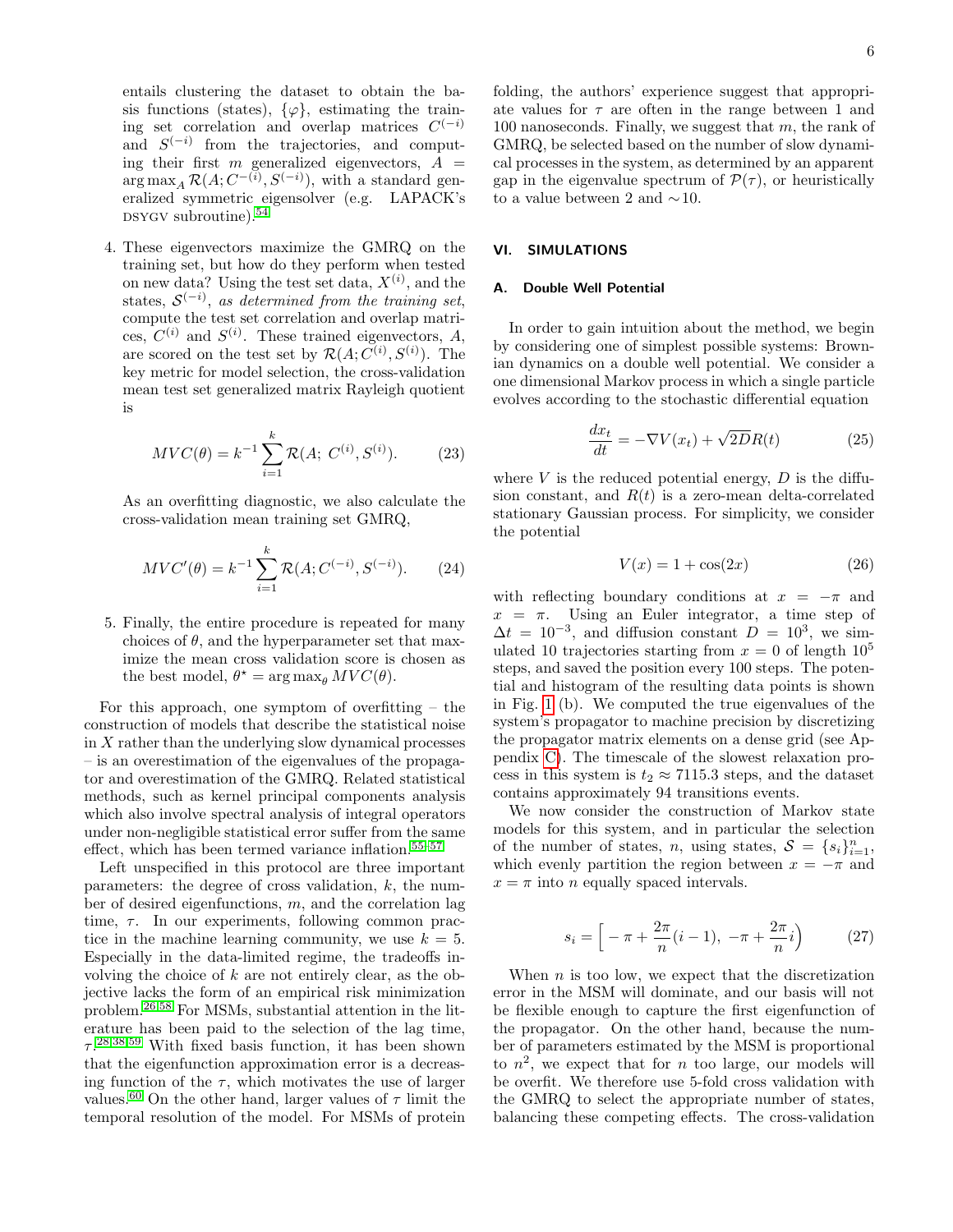entails clustering the dataset to obtain the basis functions (states), $\{\varphi\}$, estimating the training set correlation and overlap matrices $C^{(-i)}$ and $S^{(-i)}$ from the trajectories, and computing their first $m$ generalized eigenvectors, $A = \arg\max_A \mathcal{R}(A; C^{(-i)}, S^{(-i)})$, with a standard generalized symmetric eigensolver (e.g. LAPACK's DSYGV subroutine).[54]

4. These eigenvectors maximize the GMRQ on the training set, but how do they perform when tested on new data? Using the test set data, $X^{(i)}$, and the states, $\mathcal{S}^{(-i)}$, *as determined from the training set*, compute the test set correlation and overlap matrices, $C^{(i)}$ and $S^{(i)}$. These trained eigenvectors, $A$, are scored on the test set by $\mathcal{R}(A; C^{(i)}, S^{(i)})$. The key metric for model selection, the cross-validation mean test set generalized matrix Rayleigh quotient is

$$MVC(\theta) = k^{-1} \sum_{i=1}^{k} \mathcal{R}(A;\ C^{(i)}, S^{(i)}). \tag{23}$$

As an overfitting diagnostic, we also calculate the cross-validation mean training set GMRQ,

$$MVC'(\theta) = k^{-1} \sum_{i=1}^{k} \mathcal{R}(A; C^{(-i)}, S^{(-i)}). \tag{24}$$

5. Finally, the entire procedure is repeated for many choices of $\theta$, and the hyperparameter set that maximize the mean cross validation score is chosen as the best model, $\theta^\star = \arg\max_\theta MVC(\theta)$.

For this approach, one symptom of overfitting – the construction of models that describe the statistical noise in $X$ rather than the underlying slow dynamical processes – is an overestimation of the eigenvalues of the propagator and overestimation of the GMRQ. Related statistical methods, such as kernel principal components analysis which also involve spectral analysis of integral operators under non-negligible statistical error suffer from the same effect, which has been termed variance inflation.[55–57]

Left unspecified in this protocol are three important parameters: the degree of cross validation, $k$, the number of desired eigenfunctions, $m$, and the correlation lag time, $\tau$. In our experiments, following common practice in the machine learning community, we use $k = 5$. Especially in the data-limited regime, the tradeoffs involving the choice of $k$ are not entirely clear, as the objective lacks the form of an empirical risk minimization problem.[26,58] For MSMs, substantial attention in the literature has been paid to the selection of the lag time, $\tau$.[28,38,59] With fixed basis function, it has been shown that the eigenfunction approximation error is a decreasing function of the $\tau$, which motivates the use of larger values.[60] On the other hand, larger values of $\tau$ limit the temporal resolution of the model. For MSMs of protein folding, the authors' experience suggest that appropriate values for $\tau$ are often in the range between 1 and 100 nanoseconds. Finally, we suggest that $m$, the rank of GMRQ, be selected based on the number of slow dynamical processes in the system, as determined by an apparent gap in the eigenvalue spectrum of $\mathcal{P}(\tau)$, or heuristically to a value between 2 and $\sim$10.

## VI. SIMULATIONS

### A. Double Well Potential

In order to gain intuition about the method, we begin by considering one of simplest possible systems: Brownian dynamics on a double well potential. We consider a one dimensional Markov process in which a single particle evolves according to the stochastic differential equation

$$\frac{dx_t}{dt} = -\nabla V(x_t) + \sqrt{2D}R(t) \tag{25}$$

where $V$ is the reduced potential energy, $D$ is the diffusion constant, and $R(t)$ is a zero-mean delta-correlated stationary Gaussian process. For simplicity, we consider the potential

$$V(x) = 1 + \cos(2x) \tag{26}$$

with reflecting boundary conditions at $x = -\pi$ and $x = \pi$. Using an Euler integrator, a time step of $\Delta t = 10^{-3}$, and diffusion constant $D = 10^3$, we simulated 10 trajectories starting from $x = 0$ of length $10^5$ steps, and saved the position every 100 steps. The potential and histogram of the resulting data points is shown in Fig. 1 (b). We computed the true eigenvalues of the system's propagator to machine precision by discretizing the propagator matrix elements on a dense grid (see Appendix C). The timescale of the slowest relaxation process in this system is $t_2 \approx 7115.3$ steps, and the dataset contains approximately 94 transitions events.

We now consider the construction of Markov state models for this system, and in particular the selection of the number of states, $n$, using states, $\mathcal{S} = \{s_i\}_{i=1}^n$, which evenly partition the region between $x = -\pi$ and $x = \pi$ into $n$ equally spaced intervals.

$$s_i = \Big[ -\pi + \frac{2\pi}{n}(i-1),\ -\pi + \frac{2\pi}{n}i \Big) \tag{27}$$

When $n$ is too low, we expect that the discretization error in the MSM will dominate, and our basis will not be flexible enough to capture the first eigenfunction of the propagator. On the other hand, because the number of parameters estimated by the MSM is proportional to $n^2$, we expect that for $n$ too large, our models will be overfit. We therefore use 5-fold cross validation with the GMRQ to select the appropriate number of states, balancing these competing effects. The cross-validation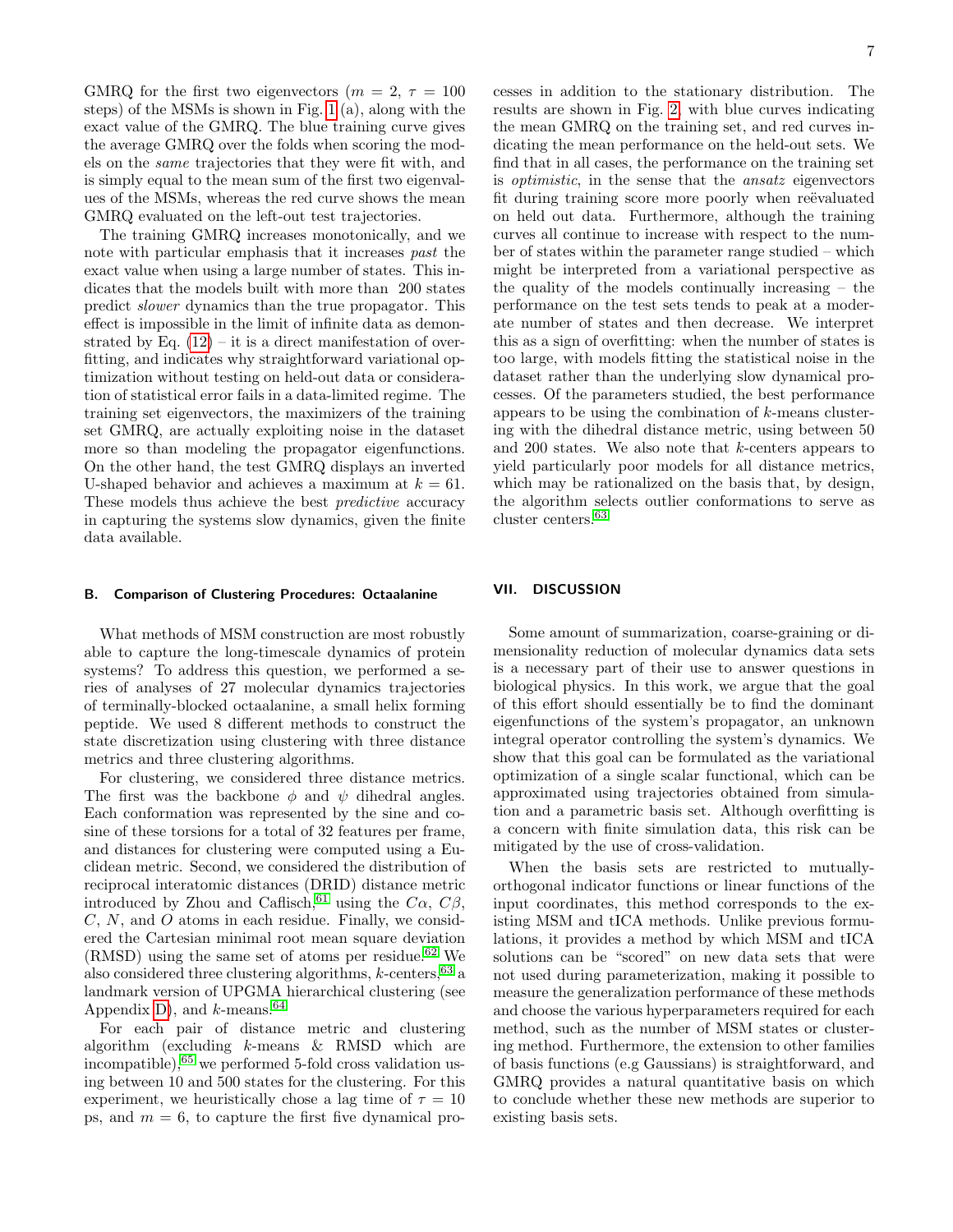GMRQ for the first two eigenvectors ($m = 2$, $\tau = 100$ steps) of the MSMs is shown in Fig. 1 (a), along with the exact value of the GMRQ. The blue training curve gives the average GMRQ over the folds when scoring the models on the *same* trajectories that they were fit with, and is simply equal to the mean sum of the first two eigenvalues of the MSMs, whereas the red curve shows the mean GMRQ evaluated on the left-out test trajectories.

The training GMRQ increases monotonically, and we note with particular emphasis that it increases *past* the exact value when using a large number of states. This indicates that the models built with more than 200 states predict *slower* dynamics than the true propagator. This effect is impossible in the limit of infinite data as demonstrated by Eq. (12) – it is a direct manifestation of overfitting, and indicates why straightforward variational optimization without testing on held-out data or consideration of statistical error fails in a data-limited regime. The training set eigenvectors, the maximizers of the training set GMRQ, are actually exploiting noise in the dataset more so than modeling the propagator eigenfunctions. On the other hand, the test GMRQ displays an inverted U-shaped behavior and achieves a maximum at $k = 61$. These models thus achieve the best *predictive* accuracy in capturing the systems slow dynamics, given the finite data available.

### B. Comparison of Clustering Procedures: Octaalanine

What methods of MSM construction are most robustly able to capture the long-timescale dynamics of protein systems? To address this question, we performed a series of analyses of 27 molecular dynamics trajectories of terminally-blocked octaalanine, a small helix forming peptide. We used 8 different methods to construct the state discretization using clustering with three distance metrics and three clustering algorithms.

For clustering, we considered three distance metrics. The first was the backbone $\phi$ and $\psi$ dihedral angles. Each conformation was represented by the sine and cosine of these torsions for a total of 32 features per frame, and distances for clustering were computed using a Euclidean metric. Second, we considered the distribution of reciprocal interatomic distances (DRID) distance metric introduced by Zhou and Caflisch,[61] using the $C\alpha$, $C\beta$, $C$, $N$, and $O$ atoms in each residue. Finally, we considered the Cartesian minimal root mean square deviation (RMSD) using the same set of atoms per residue.[62] We also considered three clustering algorithms, $k$-centers,[63] a landmark version of UPGMA hierarchical clustering (see Appendix D), and $k$-means.[64]

For each pair of distance metric and clustering algorithm (excluding $k$-means & RMSD which are incompatible),[65] we performed 5-fold cross validation using between 10 and 500 states for the clustering. For this experiment, we heuristically chose a lag time of $\tau = 10$ ps, and $m = 6$, to capture the first five dynamical processes in addition to the stationary distribution. The results are shown in Fig. 2, with blue curves indicating the mean GMRQ on the training set, and red curves indicating the mean performance on the held-out sets. We find that in all cases, the performance on the training set is *optimistic*, in the sense that the *ansatz* eigenvectors fit during training score more poorly when reëvaluated on held out data. Furthermore, although the training curves all continue to increase with respect to the number of states within the parameter range studied – which might be interpreted from a variational perspective as the quality of the models continually increasing – the performance on the test sets tends to peak at a moderate number of states and then decrease. We interpret this as a sign of overfitting: when the number of states is too large, with models fitting the statistical noise in the dataset rather than the underlying slow dynamical processes. Of the parameters studied, the best performance appears to be using the combination of $k$-means clustering with the dihedral distance metric, using between 50 and 200 states. We also note that $k$-centers appears to yield particularly poor models for all distance metrics, which may be rationalized on the basis that, by design, the algorithm selects outlier conformations to serve as cluster centers.[63]

## VII. DISCUSSION

Some amount of summarization, coarse-graining or dimensionality reduction of molecular dynamics data sets is a necessary part of their use to answer questions in biological physics. In this work, we argue that the goal of this effort should essentially be to find the dominant eigenfunctions of the system's propagator, an unknown integral operator controlling the system's dynamics. We show that this goal can be formulated as the variational optimization of a single scalar functional, which can be approximated using trajectories obtained from simulation and a parametric basis set. Although overfitting is a concern with finite simulation data, this risk can be mitigated by the use of cross-validation.

When the basis sets are restricted to mutually-orthogonal indicator functions or linear functions of the input coordinates, this method corresponds to the existing MSM and tICA methods. Unlike previous formulations, it provides a method by which MSM and tICA solutions can be "scored" on new data sets that were not used during parameterization, making it possible to measure the generalization performance of these methods and choose the various hyperparameters required for each method, such as the number of MSM states or clustering method. Furthermore, the extension to other families of basis functions (e.g Gaussians) is straightforward, and GMRQ provides a natural quantitative basis on which to conclude whether these new methods are superior to existing basis sets.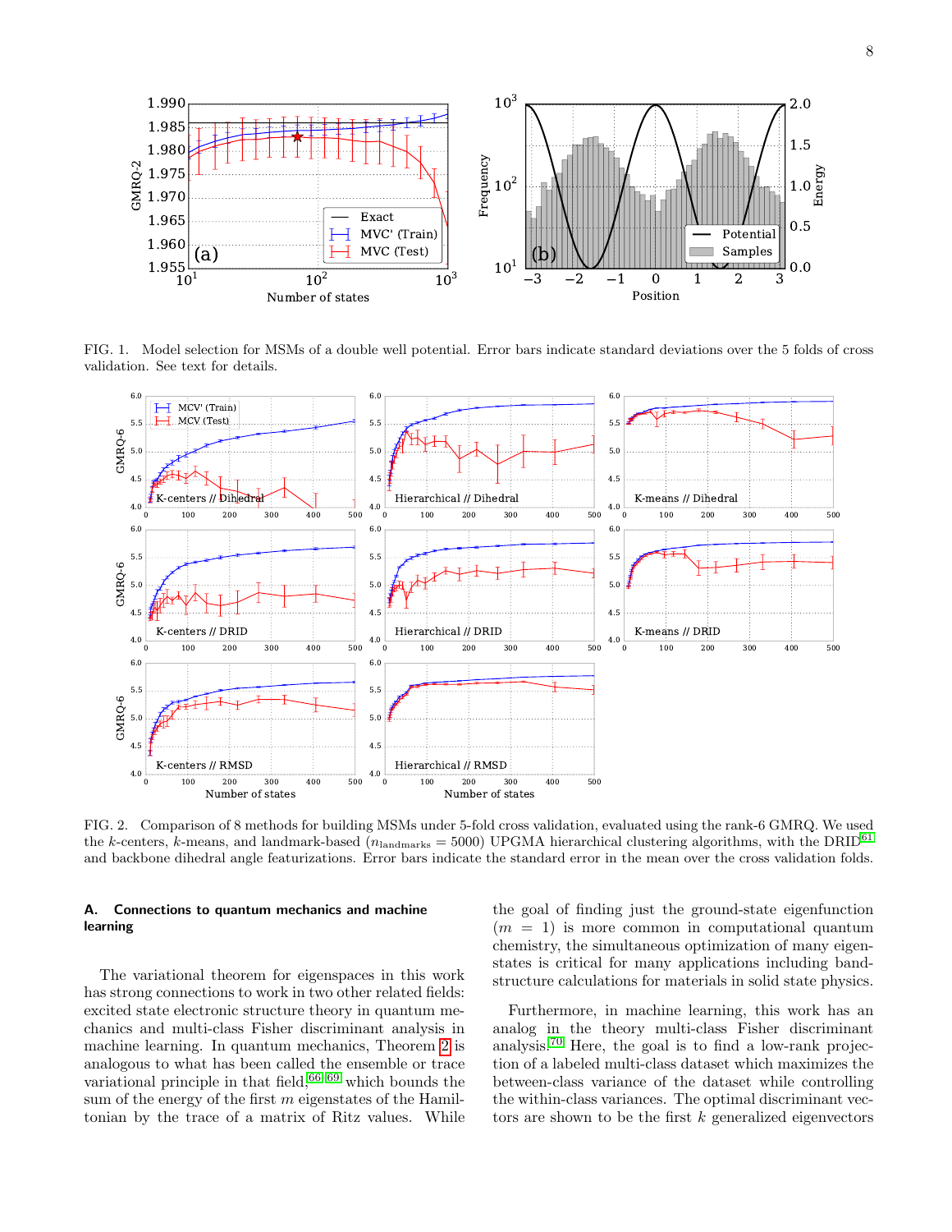FIG. 1. Model selection for MSMs of a double well potential. Error bars indicate standard deviations over the 5 folds of cross validation. See text for details.

FIG. 2. Comparison of 8 methods for building MSMs under 5-fold cross validation, evaluated using the rank-6 GMRQ. We used the $k$-centers, $k$-means, and landmark-based ($n_{\text{landmarks}} = 5000$) UPGMA hierarchical clustering algorithms, with the DRID[61] and backbone dihedral angle featurizations. Error bars indicate the standard error in the mean over the cross validation folds.

### A. Connections to quantum mechanics and machine learning

The variational theorem for eigenspaces in this work has strong connections to work in two other related fields: excited state electronic structure theory in quantum mechanics and multi-class Fisher discriminant analysis in machine learning. In quantum mechanics, Theorem 2 is analogous to what has been called the ensemble or trace variational principle in that field,[66–69] which bounds the sum of the energy of the first $m$ eigenstates of the Hamiltonian by the trace of a matrix of Ritz values. While the goal of finding just the ground-state eigenfunction ($m = 1$) is more common in computational quantum chemistry, the simultaneous optimization of many eigenstates is critical for many applications including band-structure calculations for materials in solid state physics.

Furthermore, in machine learning, this work has an analog in the theory multi-class Fisher discriminant analysis.[70] Here, the goal is to find a low-rank projection of a labeled multi-class dataset which maximizes the between-class variance of the dataset while controlling the within-class variances. The optimal discriminant vectors are shown to be the first $k$ generalized eigenvectors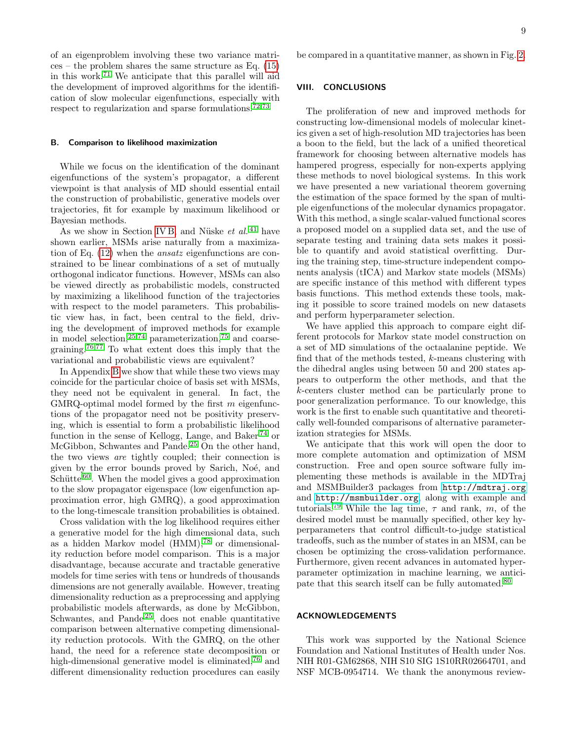of an eigenproblem involving these two variance matrices – the problem shares the same structure as Eq. (15) in this work.[71] We anticipate that this parallel will aid the development of improved algorithms for the identification of slow molecular eigenfunctions, especially with respect to regularization and sparse formulations.[72,73]

### B. Comparison to likelihood maximization

While we focus on the identification of the dominant eigenfunctions of the system's propagator, a different viewpoint is that analysis of MD should essential entail the construction of probabilistic, generative models over trajectories, fit for example by maximum likelihood or Bayesian methods.

As we show in Section IV B, and Nüske *et al.*[41] have shown earlier, MSMs arise naturally from a maximization of Eq. (12) when the *ansatz* eigenfunctions are constrained to be linear combinations of a set of mutually orthogonal indicator functions. However, MSMs can also be viewed directly as probabilistic models, constructed by maximizing a likelihood function of the trajectories with respect to the model parameters. This probabilistic view has, in fact, been central to the field, driving the development of improved methods for example in model selection,[25,74] parameterization,[75] and coarse-graining.[76,77] To what extent does this imply that the variational and probabilistic views are equivalent?

In Appendix B we show that while these two views may coincide for the particular choice of basis set with MSMs, they need not be equivalent in general. In fact, the GMRQ-optimal model formed by the first $m$ eigenfunctions of the propagator need not be positivity preserving, which is essential to form a probabilistic likelihood function in the sense of Kellogg, Lange, and Baker[74] or McGibbon, Schwantes and Pande.[25] On the other hand, the two views *are* tightly coupled; their connection is given by the error bounds proved by Sarich, Noé, and Schütte[60]. When the model gives a good approximation to the slow propagator eigenspace (low eigenfunction approximation error, high GMRQ), a good approximation to the long-timescale transition probabilities is obtained.

Cross validation with the log likelihood requires either a generative model for the high dimensional data, such as a hidden Markov model (HMM),[78] or dimensionality reduction before model comparison. This is a major disadvantage, because accurate and tractable generative models for time series with tens or hundreds of thousands dimensions are not generally available. However, treating dimensionality reduction as a preprocessing and applying probabilistic models afterwards, as done by McGibbon, Schwantes, and Pande[25], does not enable quantitative comparison between alternative competing dimensionality reduction protocols. With the GMRQ, on the other hand, the need for a reference state decomposition or high-dimensional generative model is eliminated,[76] and different dimensionality reduction procedures can easily be compared in a quantitative manner, as shown in Fig. 2.

## VIII. CONCLUSIONS

The proliferation of new and improved methods for constructing low-dimensional models of molecular kinetics given a set of high-resolution MD trajectories has been a boon to the field, but the lack of a unified theoretical framework for choosing between alternative models has hampered progress, especially for non-experts applying these methods to novel biological systems. In this work we have presented a new variational theorem governing the estimation of the space formed by the span of multiple eigenfunctions of the molecular dynamics propagator. With this method, a single scalar-valued functional scores a proposed model on a supplied data set, and the use of separate testing and training data sets makes it possible to quantify and avoid statistical overfitting. During the training step, time-structure independent components analysis (tICA) and Markov state models (MSMs) are specific instance of this method with different types basis functions. This method extends these tools, making it possible to score trained models on new datasets and perform hyperparameter selection.

We have applied this approach to compare eight different protocols for Markov state model construction on a set of MD simulations of the octaalanine peptide. We find that of the methods tested, $k$-means clustering with the dihedral angles using between 50 and 200 states appears to outperform the other methods, and that the $k$-centers cluster method can be particularly prone to poor generalization performance. To our knowledge, this work is the first to enable such quantitative and theoretically well-founded comparisons of alternative parameterization strategies for MSMs.

We anticipate that this work will open the door to more complete automation and optimization of MSM construction. Free and open source software fully implementing these methods is available in the MDTraj and MSMBuilder3 packages from `http://mdtraj.org` and `http://msmbuilder.org`, along with example and tutorials.[79] While the lag time, $\tau$ and rank, $m$, of the desired model must be manually specified, other key hyperparameters that control difficult-to-judge statistical tradeoffs, such as the number of states in an MSM, can be chosen be optimizing the cross-validation performance. Furthermore, given recent advances in automated hyperparameter optimization in machine learning, we anticipate that this search itself can be fully automated.[80]

## ACKNOWLEDGEMENTS

This work was supported by the National Science Foundation and National Institutes of Health under Nos. NIH R01-GM62868, NIH S10 SIG 1S10RR02664701, and NSF MCB-0954714. We thank the anonymous review-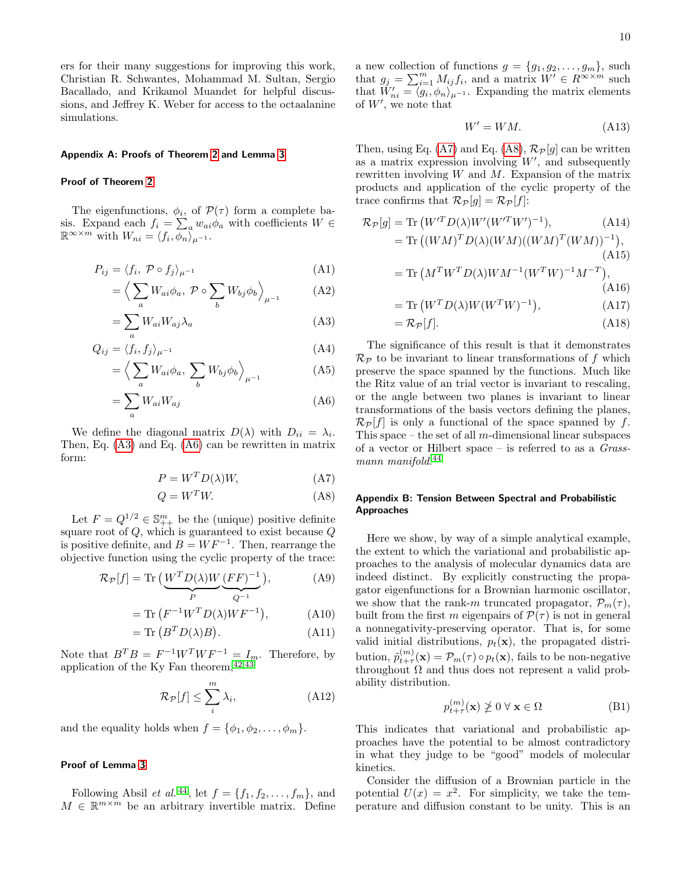ers for their many suggestions for improving this work, Christian R. Schwantes, Mohammad M. Sultan, Sergio Bacallado, and Krikamol Muandet for helpful discussions, and Jeffrey K. Weber for access to the octaalanine simulations.

## Appendix A: Proofs of Theorem 2 and Lemma 3

### Proof of Theorem 2

The eigenfunctions, $\phi_i$, of $\mathcal{P}(\tau)$ form a complete basis. Expand each $f_i = \sum_a w_{ai}\phi_a$ with coefficients $W \in \mathbb{R}^{\infty \times m}$ with $W_{ni} = \langle f_i, \phi_n \rangle_{\mu^{-1}}$.

$$P_{ij} = \langle f_i,\, \mathcal{P} \circ f_j \rangle_{\mu^{-1}} \tag{A1}$$
$$= \Big\langle \sum_a W_{ai}\phi_a,\; \mathcal{P} \circ \sum_b W_{bj}\phi_b \Big\rangle_{\mu^{-1}} \tag{A2}$$
$$= \sum_a W_{ai}W_{aj}\lambda_a \tag{A3}$$
$$Q_{ij} = \langle f_i, f_j \rangle_{\mu^{-1}} \tag{A4}$$
$$= \Big\langle \sum_a W_{ai}\phi_a,\; \sum_b W_{bj}\phi_b \Big\rangle_{\mu^{-1}} \tag{A5}$$
$$= \sum_a W_{ai}W_{aj} \tag{A6}$$

We define the diagonal matrix $D(\lambda)$ with $D_{ii} = \lambda_i$. Then, Eq. (A3) and Eq. (A6) can be rewritten in matrix form:

$$P = W^T D(\lambda) W, \tag{A7}$$
$$Q = W^T W. \tag{A8}$$

Let $F = Q^{1/2} \in \mathbb{S}^m_{++}$ be the (unique) positive definite square root of $Q$, which is guaranteed to exist because $Q$ is positive definite, and $B = WF^{-1}$. Then, rearrange the objective function using the cyclic property of the trace:

$$\mathcal{R}_{\mathcal{P}}[f] = \mathrm{Tr}\,\big(\underbrace{W^T D(\lambda) W}_{P}\underbrace{(FF)^{-1}}_{Q^{-1}}\big), \tag{A9}$$
$$= \mathrm{Tr}\,\big(F^{-1}W^T D(\lambda) W F^{-1}\big), \tag{A10}$$
$$= \mathrm{Tr}\,\big(B^T D(\lambda) B\big). \tag{A11}$$

Note that $B^T B = F^{-1}W^T W F^{-1} = I_m$. Therefore, by application of the Ky Fan theorem,[42,43]

$$\mathcal{R}_{\mathcal{P}}[f] \leq \sum_i^m \lambda_i, \tag{A12}$$

and the equality holds when $f = \{\phi_1, \phi_2, \ldots, \phi_m\}$.

### Proof of Lemma 3

Following Absil *et al.*[44], let $f = \{f_1, f_2, \ldots, f_m\}$, and $M \in \mathbb{R}^{m\times m}$ be an arbitrary invertible matrix. Define a new collection of functions $g = \{g_1, g_2, \ldots, g_m\}$, such that $g_j = \sum_{i=1}^m M_{ij} f_i$, and a matrix $W' \in R^{\infty \times m}$ such that $W'_{ni} = \langle g_i, \phi_n \rangle_{\mu^{-1}}$. Expanding the matrix elements of $W'$, we note that

$$W' = WM. \tag{A13}$$

Then, using Eq. (A7) and Eq. (A8), $\mathcal{R}_{\mathcal{P}}[g]$ can be written as a matrix expression involving $W'$, and subsequently rewritten involving $W$ and $M$. Expansion of the matrix products and application of the cyclic property of the trace confirms that $\mathcal{R}_{\mathcal{P}}[g] = \mathcal{R}_{\mathcal{P}}[f]$:

$$\mathcal{R}_{\mathcal{P}}[g] = \mathrm{Tr}\,\big(W'^T D(\lambda) W' (W'^T W')^{-1}\big), \tag{A14}$$
$$= \mathrm{Tr}\,\big((WM)^T D(\lambda)(WM)((WM)^T(WM))^{-1}\big), \tag{A15}$$
$$= \mathrm{Tr}\,\big(M^T W^T D(\lambda) W M^{-1}(W^T W)^{-1} M^{-T}\big), \tag{A16}$$
$$= \mathrm{Tr}\,\big(W^T D(\lambda) W (W^T W)^{-1}\big), \tag{A17}$$
$$= \mathcal{R}_{\mathcal{P}}[f]. \tag{A18}$$

The significance of this result is that it demonstrates $\mathcal{R}_{\mathcal{P}}$ to be invariant to linear transformations of $f$ which preserve the space spanned by the functions. Much like the Ritz value of an trial vector is invariant to rescaling, or the angle between two planes is invariant to linear transformations of the basis vectors defining the planes, $\mathcal{R}_{\mathcal{P}}[f]$ is only a functional of the space spanned by $f$. This space – the set of all $m$-dimensional linear subspaces of a vector or Hilbert space – is referred to as a *Grassmann manifold*.[44]

## Appendix B: Tension Between Spectral and Probabilistic Approaches

Here we show, by way of a simple analytical example, the extent to which the variational and probabilistic approaches to the analysis of molecular dynamics data are indeed distinct. By explicitly constructing the propagator eigenfunctions for a Brownian harmonic oscillator, we show that the rank-$m$ truncated propagator, $\mathcal{P}_m(\tau)$, built from the first $m$ eigenpairs of $\mathcal{P}(\tau)$ is not in general a nonnegativity-preserving operator. That is, for some valid initial distributions, $p_t(\mathbf{x})$, the propagated distribution, $\tilde{p}^{(m)}_{t+\tau}(\mathbf{x}) = \mathcal{P}_m(\tau) \circ p_t(\mathbf{x})$, fails to be non-negative throughout $\Omega$ and thus does not represent a valid probability distribution.

$$p^{(m)}_{t+\tau}(\mathbf{x}) \ngeq 0 \;\forall\; \mathbf{x} \in \Omega \tag{B1}$$

This indicates that variational and probabilistic approaches have the potential to be almost contradictory in what they judge to be "good" models of molecular kinetics.

Consider the diffusion of a Brownian particle in the potential $U(x) = x^2$. For simplicity, we take the temperature and diffusion constant to be unity. This is an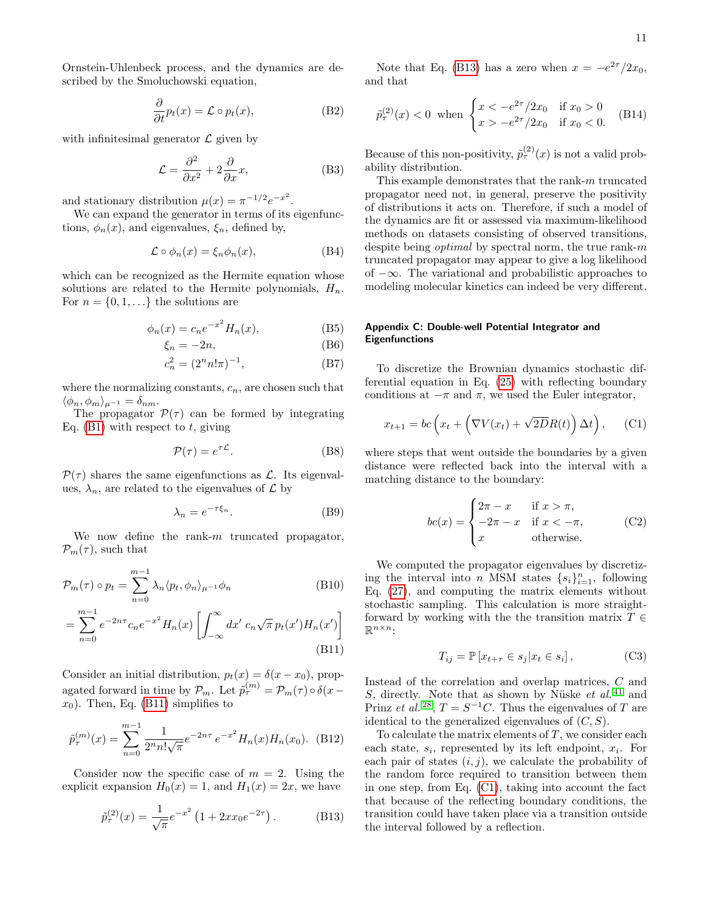Ornstein-Uhlenbeck process, and the dynamics are described by the Smoluchowski equation,

$$\frac{\partial}{\partial t} p_t(x) = \mathcal{L} \circ p_t(x), \tag{B2}$$

with infinitesimal generator $\mathcal{L}$ given by

$$\mathcal{L} = \frac{\partial^2}{\partial x^2} + 2\frac{\partial}{\partial x} x, \tag{B3}$$

and stationary distribution $\mu(x) = \pi^{-1/2} e^{-x^2}$.

We can expand the generator in terms of its eigenfunctions, $\phi_n(x)$, and eigenvalues, $\xi_n$, defined by,

$$\mathcal{L} \circ \phi_n(x) = \xi_n \phi_n(x), \tag{B4}$$

which can be recognized as the Hermite equation whose solutions are related to the Hermite polynomials, $H_n$. For $n = \{0, 1, \ldots\}$ the solutions are

$$\phi_n(x) = c_n e^{-x^2} H_n(x), \tag{B5}$$

$$\xi_n = -2n, \tag{B6}$$

$$c_n^2 = (2^n n! \pi)^{-1}, \tag{B7}$$

where the normalizing constants, $c_n$, are chosen such that $\langle \phi_n, \phi_m \rangle_{\mu^{-1}} = \delta_{nm}$.

The propagator $\mathcal{P}(\tau)$ can be formed by integrating Eq. (B1) with respect to $t$, giving

$$\mathcal{P}(\tau) = e^{\tau \mathcal{L}}. \tag{B8}$$

$\mathcal{P}(\tau)$ shares the same eigenfunctions as $\mathcal{L}$. Its eigenvalues, $\lambda_n$, are related to the eigenvalues of $\mathcal{L}$ by

$$\lambda_n = e^{-\tau \xi_n}. \tag{B9}$$

We now define the rank-$m$ truncated propagator, $\mathcal{P}_m(\tau)$, such that

$$\mathcal{P}_m(\tau) \circ p_t = \sum_{n=0}^{m-1} \lambda_n \langle p_t, \phi_n \rangle_{\mu^{-1}} \phi_n \tag{B10}$$

$$= \sum_{n=0}^{m-1} e^{-2n\tau} c_n e^{-x^2} H_n(x) \left[ \int_{-\infty}^{\infty} dx' \; c_n \sqrt{\pi} \, p_t(x') H_n(x') \right] \tag{B11}$$

Consider an initial distribution, $p_t(x) = \delta(x - x_0)$, propagated forward in time by $\mathcal{P}_m$. Let $\tilde{p}_\tau^{(m)} = \mathcal{P}_m(\tau) \circ \delta(x - x_0)$. Then, Eq. (B11) simplifies to

$$\tilde{p}_\tau^{(m)}(x) = \sum_{n=0}^{m-1} \frac{1}{2^n n! \sqrt{\pi}} e^{-2n\tau} \, e^{-x^2} H_n(x) H_n(x_0). \tag{B12}$$

Consider now the specific case of $m = 2$. Using the explicit expansion $H_0(x) = 1$, and $H_1(x) = 2x$, we have

$$\tilde{p}_\tau^{(2)}(x) = \frac{1}{\sqrt{\pi}} e^{-x^2} \left( 1 + 2 x x_0 e^{-2\tau} \right). \tag{B13}$$

Note that Eq. (B13) has a zero when $x = -e^{2\tau}/2x_0$, and that

$$\tilde{p}_\tau^{(2)}(x) < 0 \;\text{ when }\; \begin{cases} x < -e^{2\tau}/2x_0 & \text{if } x_0 > 0 \\ x > -e^{2\tau}/2x_0 & \text{if } x_0 < 0. \end{cases} \tag{B14}$$

Because of this non-positivity, $\tilde{p}_\tau^{(2)}(x)$ is not a valid probability distribution.

This example demonstrates that the rank-$m$ truncated propagator need not, in general, preserve the positivity of distributions it acts on. Therefore, if such a model of the dynamics are fit or assessed via maximum-likelihood methods on datasets consisting of observed transitions, despite being *optimal* by spectral norm, the true rank-$m$ truncated propagator may appear to give a log likelihood of $-\infty$. The variational and probabilistic approaches to modeling molecular kinetics can indeed be very different.

## Appendix C: Double-well Potential Integrator and Eigenfunctions

To discretize the Brownian dynamics stochastic differential equation in Eq. (25) with reflecting boundary conditions at $-\pi$ and $\pi$, we used the Euler integrator,

$$x_{t+1} = bc\left( x_t + \left( \nabla V(x_t) + \sqrt{2D} R(t) \right) \Delta t \right), \tag{C1}$$

where steps that went outside the boundaries by a given distance were reflected back into the interval with a matching distance to the boundary:

$$bc(x) = \begin{cases} 2\pi - x & \text{if } x > \pi, \\ -2\pi - x & \text{if } x < -\pi, \\ x & \text{otherwise.} \end{cases} \tag{C2}$$

We computed the propagator eigenvalues by discretizing the interval into $n$ MSM states $\{s_i\}_{i=1}^n$, following Eq. (27), and computing the matrix elements without stochastic sampling. This calculation is more straightforward by working with the the transition matrix $T \in \mathbb{R}^{n \times n}$:

$$T_{ij} = \mathbb{P}\left[ x_{t+\tau} \in s_j | x_t \in s_i \right], \tag{C3}$$

Instead of the correlation and overlap matrices, $C$ and $S$, directly. Note that as shown by Nüske *et al.*[41] and Prinz *et al.*[28], $T = S^{-1}C$. Thus the eigenvalues of $T$ are identical to the generalized eigenvalues of $(C, S)$.

To calculate the matrix elements of $T$, we consider each each state, $s_i$, represented by its left endpoint, $x_i$. For each pair of states $(i, j)$, we calculate the probability of the random force required to transition between them in one step, from Eq. (C1), taking into account the fact that because of the reflecting boundary conditions, the transition could have taken place via a transition outside the interval followed by a reflection.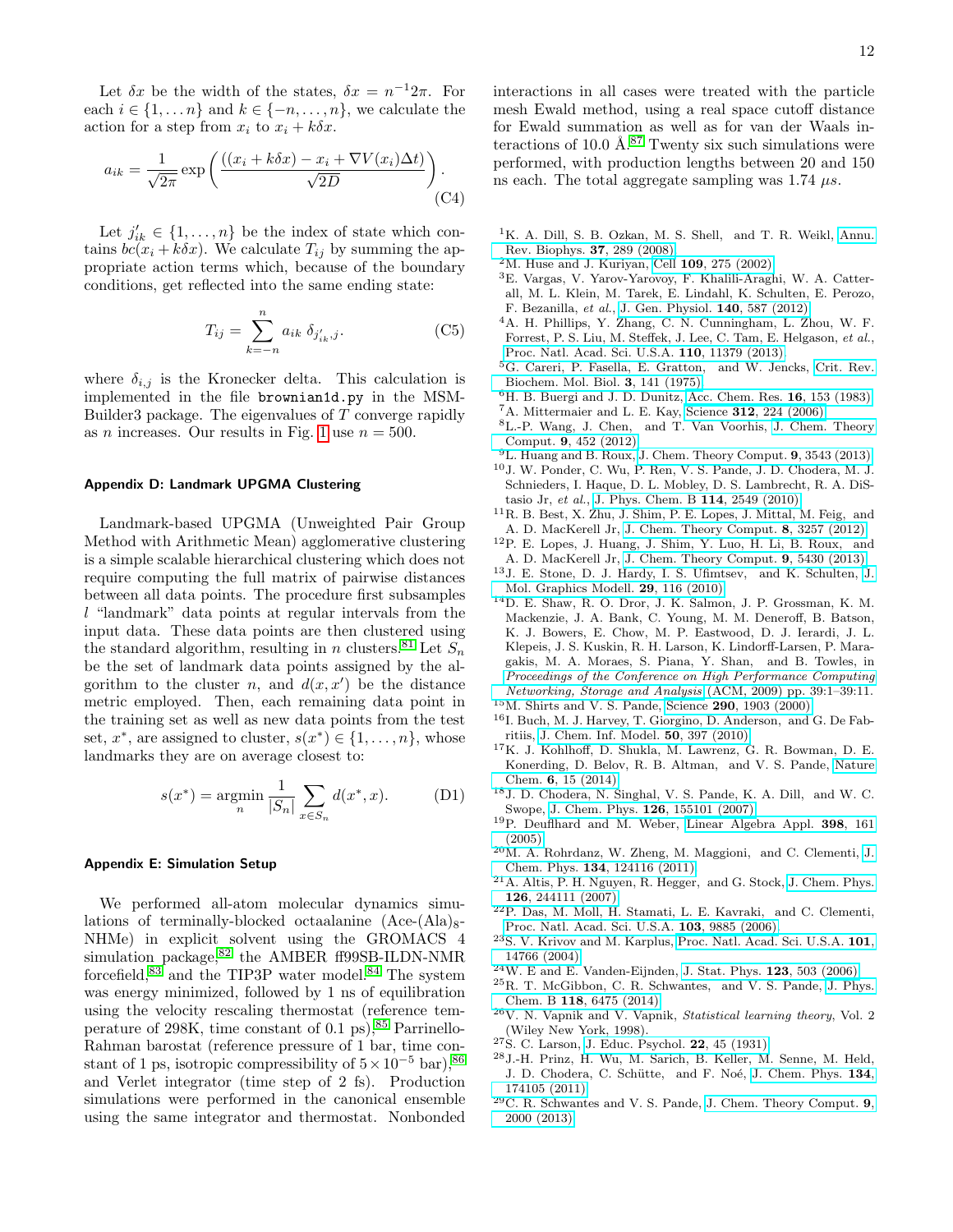Let $\delta x$ be the width of the states, $\delta x = n^{-1}2\pi$. For each $i \in \{1, \ldots n\}$ and $k \in \{-n, \ldots, n\}$, we calculate the action for a step from $x_i$ to $x_i + k\delta x$.

$$a_{ik} = \frac{1}{\sqrt{2\pi}} \exp\left( \frac{((x_i + k\delta x) - x_i + \nabla V(x_i)\Delta t)}{\sqrt{2D}} \right). \tag{C4}$$

Let $j'_{ik} \in \{1, \ldots, n\}$ be the index of state which contains $bc(x_i + k\delta x)$. We calculate $T_{ij}$ by summing the appropriate action terms which, because of the boundary conditions, get reflected into the same ending state:

$$T_{ij} = \sum_{k=-n}^{n} a_{ik}\, \delta_{j'_{ik}, j}. \tag{C5}$$

where $\delta_{i,j}$ is the Kronecker delta. This calculation is implemented in the file `brownian1d.py` in the MSMBuilder3 package. The eigenvalues of $T$ converge rapidly as $n$ increases. Our results in Fig. 1 use $n = 500$.

### Appendix D: Landmark UPGMA Clustering

Landmark-based UPGMA (Unweighted Pair Group Method with Arithmetic Mean) agglomerative clustering is a simple scalable hierarchical clustering which does not require computing the full matrix of pairwise distances between all data points. The procedure first subsamples $l$ "landmark" data points at regular intervals from the input data. These data points are then clustered using the standard algorithm, resulting in $n$ clusters.[81] Let $S_n$ be the set of landmark data points assigned by the algorithm to the cluster $n$, and $d(x, x')$ be the distance metric employed. Then, each remaining data point in the training set as well as new data points from the test set, $x^*$, are assigned to cluster, $s(x^*) \in \{1, \ldots, n\}$, whose landmarks they are on average closest to:

$$s(x^*) = \operatorname*{argmin}_{n} \frac{1}{|S_n|} \sum_{x \in S_n} d(x^*, x). \tag{D1}$$

### Appendix E: Simulation Setup

We performed all-atom molecular dynamics simulations of terminally-blocked octaalanine (Ace-(Ala)$_8$-NHMe) in explicit solvent using the GROMACS 4 simulation package,[82] the AMBER ff99SB-ILDN-NMR forcefield,[83] and the TIP3P water model.[84] The system was energy minimized, followed by 1 ns of equilibration using the velocity rescaling thermostat (reference temperature of 298K, time constant of 0.1 ps),[85] Parrinello-Rahman barostat (reference pressure of 1 bar, time constant of 1 ps, isotropic compressibility of $5 \times 10^{-5}$ bar),[86] and Verlet integrator (time step of 2 fs). Production simulations were performed in the canonical ensemble using the same integrator and thermostat. Nonbonded interactions in all cases were treated with the particle mesh Ewald method, using a real space cutoff distance for Ewald summation as well as for van der Waals interactions of 10.0 Å.[87] Twenty six such simulations were performed, with production lengths between 20 and 150 ns each. The total aggregate sampling was 1.74 $\mu s$.

[1] K. A. Dill, S. B. Ozkan, M. S. Shell, and T. R. Weikl, Annu. Rev. Biophys. **37**, 289 (2008).

[2] M. Huse and J. Kuriyan, Cell **109**, 275 (2002).

[3] E. Vargas, V. Yarov-Yarovoy, F. Khalili-Araghi, W. A. Catterall, M. L. Klein, M. Tarek, E. Lindahl, K. Schulten, E. Perozo, F. Bezanilla, *et al.*, J. Gen. Physiol. **140**, 587 (2012).

[4] A. H. Phillips, Y. Zhang, C. N. Cunningham, L. Zhou, W. F. Forrest, P. S. Liu, M. Steffek, J. Lee, C. Tam, E. Helgason, *et al.*, Proc. Natl. Acad. Sci. U.S.A. **110**, 11379 (2013).

[5] G. Careri, P. Fasella, E. Gratton, and W. Jencks, Crit. Rev. Biochem. Mol. Biol. **3**, 141 (1975).

[6] H. B. Buergi and J. D. Dunitz, Acc. Chem. Res. **16**, 153 (1983).

[7] A. Mittermaier and L. E. Kay, Science **312**, 224 (2006).

[8] L.-P. Wang, J. Chen, and T. Van Voorhis, J. Chem. Theory Comput. **9**, 452 (2012).

[9] L. Huang and B. Roux, J. Chem. Theory Comput. **9**, 3543 (2013).

[10] J. W. Ponder, C. Wu, P. Ren, V. S. Pande, J. D. Chodera, M. J. Schnieders, I. Haque, D. L. Mobley, D. S. Lambrecht, R. A. DiStasio Jr, *et al.*, J. Phys. Chem. B **114**, 2549 (2010).

[11] R. B. Best, X. Zhu, J. Shim, P. E. Lopes, J. Mittal, M. Feig, and A. D. MacKerell Jr, J. Chem. Theory Comput. **8**, 3257 (2012).

[12] P. E. Lopes, J. Huang, J. Shim, Y. Luo, H. Li, B. Roux, and A. D. MacKerell Jr, J. Chem. Theory Comput. **9**, 5430 (2013).

[13] J. E. Stone, D. J. Hardy, I. S. Ufimtsev, and K. Schulten, J. Mol. Graphics Modell. **29**, 116 (2010).

[14] D. E. Shaw, R. O. Dror, J. K. Salmon, J. P. Grossman, K. M. Mackenzie, J. A. Bank, C. Young, M. M. Deneroff, B. Batson, K. J. Bowers, E. Chow, M. P. Eastwood, D. J. Ierardi, J. L. Klepeis, J. S. Kuskin, R. H. Larson, K. Lindorff-Larsen, P. Maragakis, M. A. Moraes, S. Piana, Y. Shan, and B. Towles, in *Proceedings of the Conference on High Performance Computing Networking, Storage and Analysis* (ACM, 2009) pp. 39:1–39:11.

[15] M. Shirts and V. S. Pande, Science **290**, 1903 (2000).

[16] I. Buch, M. J. Harvey, T. Giorgino, D. Anderson, and G. De Fabritiis, J. Chem. Inf. Model. **50**, 397 (2010).

[17] K. J. Kohlhoff, D. Shukla, M. Lawrenz, G. R. Bowman, D. E. Konerding, D. Belov, R. B. Altman, and V. S. Pande, Nature Chem. **6**, 15 (2014).

[18] J. D. Chodera, N. Singhal, V. S. Pande, K. A. Dill, and W. C. Swope, J. Chem. Phys. **126**, 155101 (2007).

[19] P. Deuflhard and M. Weber, Linear Algebra Appl. **398**, 161 (2005).

[20] M. A. Rohrdanz, W. Zheng, M. Maggioni, and C. Clementi, J. Chem. Phys. **134**, 124116 (2011).

[21] A. Altis, P. H. Nguyen, R. Hegger, and G. Stock, J. Chem. Phys. **126**, 244111 (2007).

[22] P. Das, M. Moll, H. Stamati, L. E. Kavraki, and C. Clementi, Proc. Natl. Acad. Sci. U.S.A. **103**, 9885 (2006).

[23] S. V. Krivov and M. Karplus, Proc. Natl. Acad. Sci. U.S.A. **101**, 14766 (2004).

[24] W. E and E. Vanden-Eijnden, J. Stat. Phys. **123**, 503 (2006).

[25] R. T. McGibbon, C. R. Schwantes, and V. S. Pande, J. Phys. Chem. B **118**, 6475 (2014).

[26] V. N. Vapnik and V. Vapnik, *Statistical learning theory*, Vol. 2 (Wiley New York, 1998).

[27] S. C. Larson, J. Educ. Psychol. **22**, 45 (1931).

[28] J.-H. Prinz, H. Wu, M. Sarich, B. Keller, M. Senne, M. Held, J. D. Chodera, C. Schütte, and F. Noé, J. Chem. Phys. **134**, 174105 (2011).

[29] C. R. Schwantes and V. S. Pande, J. Chem. Theory Comput. **9**, 2000 (2013).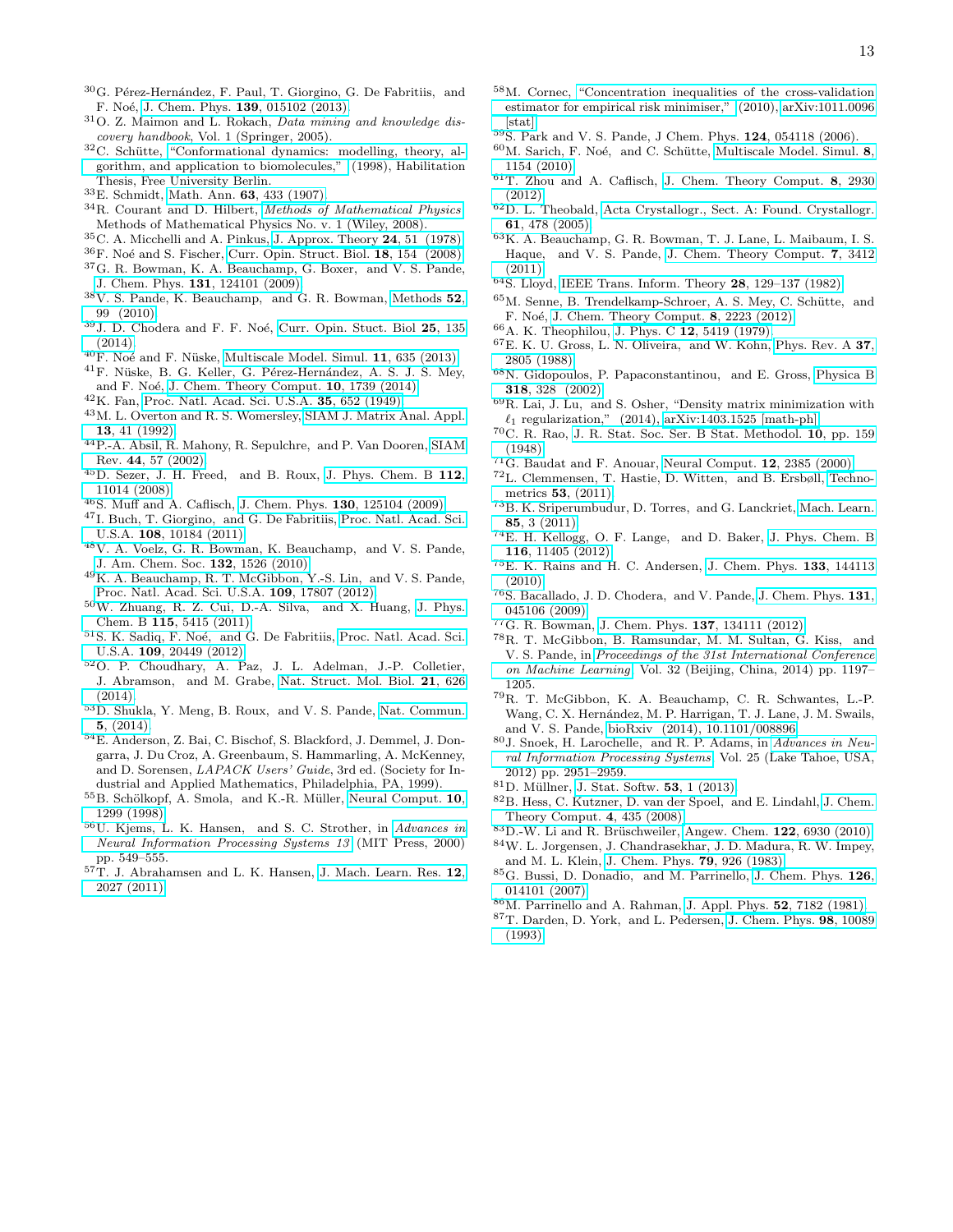[30] G. Pérez-Hernández, F. Paul, T. Giorgino, G. De Fabritiis, and F. Noé, J. Chem. Phys. **139**, 015102 (2013).

[31] O. Z. Maimon and L. Rokach, *Data mining and knowledge discovery handbook*, Vol. 1 (Springer, 2005).

[32] C. Schütte, "Conformational dynamics: modelling, theory, algorithm, and application to biomolecules," (1998), Habilitation Thesis, Free University Berlin.

[33] E. Schmidt, Math. Ann. **63**, 433 (1907).

[34] R. Courant and D. Hilbert, *Methods of Mathematical Physics*, Methods of Mathematical Physics No. v. 1 (Wiley, 2008).

[35] C. A. Micchelli and A. Pinkus, J. Approx. Theory **24**, 51 (1978).

[36] F. Noé and S. Fischer, Curr. Opin. Struct. Biol. **18**, 154 (2008).

[37] G. R. Bowman, K. A. Beauchamp, G. Boxer, and V. S. Pande, J. Chem. Phys. **131**, 124101 (2009).

[38] V. S. Pande, K. Beauchamp, and G. R. Bowman, Methods **52**, 99 (2010).

[39] J. D. Chodera and F. F. Noé, Curr. Opin. Stuct. Biol **25**, 135 (2014).

[40] F. Noé and F. Nüske, Multiscale Model. Simul. **11**, 635 (2013).

[41] F. Nüske, B. G. Keller, G. Pérez-Hernández, A. S. J. S. Mey, and F. Noé, J. Chem. Theory Comput. **10**, 1739 (2014).

[42] K. Fan, Proc. Natl. Acad. Sci. U.S.A. **35**, 652 (1949).

[43] M. L. Overton and R. S. Womersley, SIAM J. Matrix Anal. Appl. **13**, 41 (1992).

[44] P.-A. Absil, R. Mahony, R. Sepulchre, and P. Van Dooren, SIAM Rev. **44**, 57 (2002).

[45] D. Sezer, J. H. Freed, and B. Roux, J. Phys. Chem. B **112**, 11014 (2008).

[46] S. Muff and A. Caflisch, J. Chem. Phys. **130**, 125104 (2009).

[47] I. Buch, T. Giorgino, and G. De Fabritiis, Proc. Natl. Acad. Sci. U.S.A. **108**, 10184 (2011).

[48] V. A. Voelz, G. R. Bowman, K. Beauchamp, and V. S. Pande, J. Am. Chem. Soc. **132**, 1526 (2010).

[49] K. A. Beauchamp, R. T. McGibbon, Y.-S. Lin, and V. S. Pande, Proc. Natl. Acad. Sci. U.S.A. **109**, 17807 (2012).

[50] W. Zhuang, R. Z. Cui, D.-A. Silva, and X. Huang, J. Phys. Chem. B **115**, 5415 (2011).

[51] S. K. Sadiq, F. Noé, and G. De Fabritiis, Proc. Natl. Acad. Sci. U.S.A. **109**, 20449 (2012).

[52] O. P. Choudhary, A. Paz, J. L. Adelman, J.-P. Colletier, J. Abramson, and M. Grabe, Nat. Struct. Mol. Biol. **21**, 626 (2014).

[53] D. Shukla, Y. Meng, B. Roux, and V. S. Pande, Nat. Commun. **5**, (2014).

[54] E. Anderson, Z. Bai, C. Bischof, S. Blackford, J. Demmel, J. Dongarra, J. Du Croz, A. Greenbaum, S. Hammarling, A. McKenney, and D. Sorensen, *LAPACK Users' Guide*, 3rd ed. (Society for Industrial and Applied Mathematics, Philadelphia, PA, 1999).

[55] B. Schölkopf, A. Smola, and K.-R. Müller, Neural Comput. **10**, 1299 (1998).

[56] U. Kjems, L. K. Hansen, and S. C. Strother, in *Advances in Neural Information Processing Systems 13* (MIT Press, 2000) pp. 549–555.

[57] T. J. Abrahamsen and L. K. Hansen, J. Mach. Learn. Res. **12**, 2027 (2011).

[58] M. Cornec, "Concentration inequalities of the cross-validation estimator for empirical risk minimiser," (2010), arXiv:1011.0096 [stat].

[59] S. Park and V. S. Pande, J Chem. Phys. **124**, 054118 (2006).

[60] M. Sarich, F. Noé, and C. Schütte, Multiscale Model. Simul. **8**, 1154 (2010).

[61] T. Zhou and A. Caflisch, J. Chem. Theory Comput. **8**, 2930 (2012).

[62] D. L. Theobald, Acta Crystallogr., Sect. A: Found. Crystallogr. **61**, 478 (2005).

[63] K. A. Beauchamp, G. R. Bowman, T. J. Lane, L. Maibaum, I. S. Haque, and V. S. Pande, J. Chem. Theory Comput. **7**, 3412 (2011).

[64] S. Lloyd, IEEE Trans. Inform. Theory **28**, 129–137 (1982).

[65] M. Senne, B. Trendelkamp-Schroer, A. S. Mey, C. Schütte, and F. Noé, J. Chem. Theory Comput. **8**, 2223 (2012).

[66] A. K. Theophilou, J. Phys. C **12**, 5419 (1979).

[67] E. K. U. Gross, L. N. Oliveira, and W. Kohn, Phys. Rev. A **37**, 2805 (1988).

[68] N. Gidopoulos, P. Papaconstantinou, and E. Gross, Physica B **318**, 328 (2002).

[69] R. Lai, J. Lu, and S. Osher, "Density matrix minimization with $\ell_1$ regularization," (2014), arXiv:1403.1525 [math-ph].

[70] C. R. Rao, J. R. Stat. Soc. Ser. B Stat. Methodol. **10**, pp. 159 (1948).

[71] G. Baudat and F. Anouar, Neural Comput. **12**, 2385 (2000).

[72] L. Clemmensen, T. Hastie, D. Witten, and B. Ersbøll, Technometrics **53**, (2011).

[73] B. K. Sriperumbudur, D. Torres, and G. Lanckriet, Mach. Learn. **85**, 3 (2011).

[74] E. H. Kellogg, O. F. Lange, and D. Baker, J. Phys. Chem. B **116**, 11405 (2012).

[75] E. K. Rains and H. C. Andersen, J. Chem. Phys. **133**, 144113 (2010).

[76] S. Bacallado, J. D. Chodera, and V. Pande, J. Chem. Phys. **131**, 045106 (2009).

[77] G. R. Bowman, J. Chem. Phys. **137**, 134111 (2012).

[78] R. T. McGibbon, B. Ramsundar, M. M. Sultan, G. Kiss, and V. S. Pande, in *Proceedings of the 31st International Conference on Machine Learning*, Vol. 32 (Beijing, China, 2014) pp. 1197–1205.

[79] R. T. McGibbon, K. A. Beauchamp, C. R. Schwantes, L.-P. Wang, C. X. Hernández, M. P. Harrigan, T. J. Lane, J. M. Swails, and V. S. Pande, bioRxiv (2014), 10.1101/008896.

[80] J. Snoek, H. Larochelle, and R. P. Adams, in *Advances in Neural Information Processing Systems*, Vol. 25 (Lake Tahoe, USA, 2012) pp. 2951–2959.

[81] D. Müllner, J. Stat. Softw. **53**, 1 (2013).

[82] B. Hess, C. Kutzner, D. van der Spoel, and E. Lindahl, J. Chem. Theory Comput. **4**, 435 (2008).

[83] D.-W. Li and R. Brüschweiler, Angew. Chem. **122**, 6930 (2010).

[84] W. L. Jorgensen, J. Chandrasekhar, J. D. Madura, R. W. Impey, and M. L. Klein, J. Chem. Phys. **79**, 926 (1983).

[85] G. Bussi, D. Donadio, and M. Parrinello, J. Chem. Phys. **126**, 014101 (2007).

[86] M. Parrinello and A. Rahman, J. Appl. Phys. **52**, 7182 (1981).

[87] T. Darden, D. York, and L. Pedersen, J. Chem. Phys. **98**, 10089 (1993).